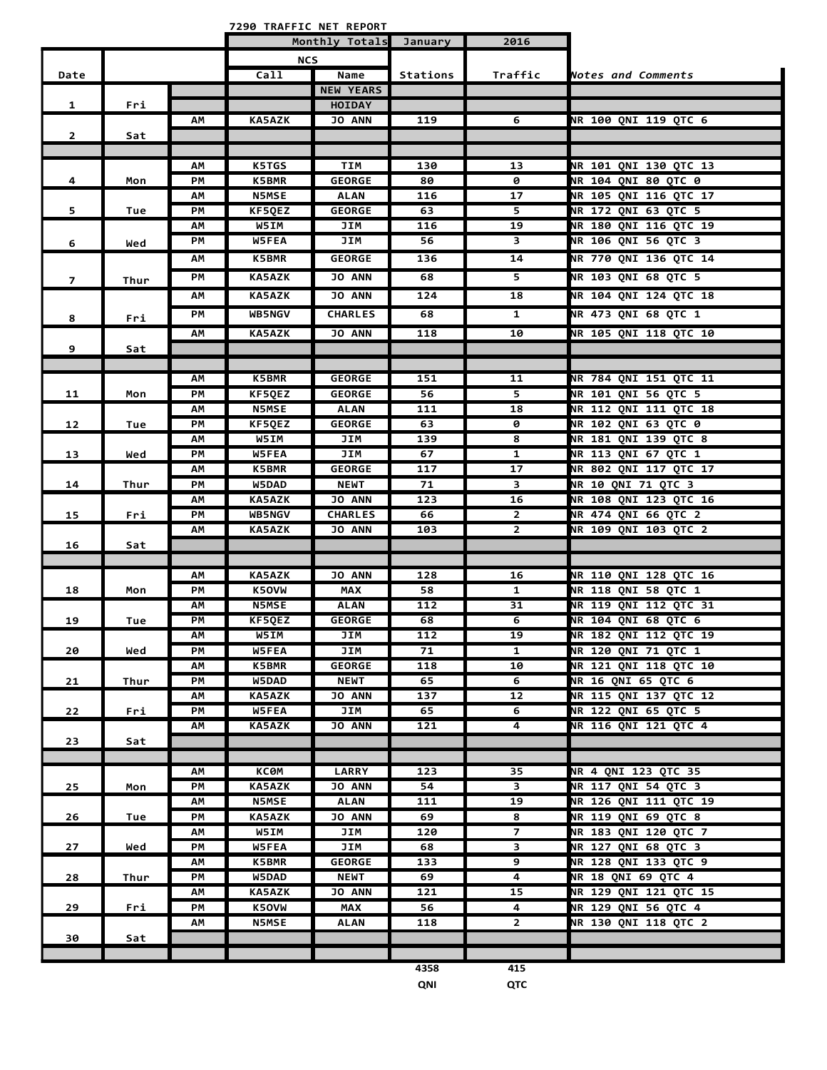# 7290 TRAFFIC NET REPORT

| Date | | | Call | Name | Stations | Traffic | Notes and Comments |
|---|---|---|---|---|---|---|---|
| | | | Monthly Totals | | January | 2016 | |
| | | | NCS | | | | |
| 1 | Fri | | | NEW YEARS HOIDAY | | | |
| 2 | Sat | AM | KA5AZK | JO ANN | 119 | 6 | NR 100 QNI 119 QTC 6 |
| | | | | | | | |
| 4 | Mon | AM | K5TGS | TIM | 130 | 13 | NR 101 QNI 130 QTC 13 |
| | | PM | K5BMR | GEORGE | 80 | 0 | NR 104 QNI 80 QTC 0 |
| 5 | Tue | AM | N5MSE | ALAN | 116 | 17 | NR 105 QNI 116 QTC 17 |
| | | PM | KF5QEZ | GEORGE | 63 | 5 | NR 172 QNI 63 QTC 5 |
| 6 | Wed | AM | W5IM | JIM | 116 | 19 | NR 180 QNI 116 QTC 19 |
| | | PM | W5FEA | JIM | 56 | 3 | NR 106 QNI 56 QTC 3 |
| 7 | Thur | AM | K5BMR | GEORGE | 136 | 14 | NR 770 QNI 136 QTC 14 |
| | | PM | KA5AZK | JO ANN | 68 | 5 | NR 103 QNI 68 QTC 5 |
| 8 | Fri | AM | KA5AZK | JO ANN | 124 | 18 | NR 104 QNI 124 QTC 18 |
| | | PM | WB5NGV | CHARLES | 68 | 1 | NR 473 QNI 68 QTC 1 |
| 9 | Sat | AM | KA5AZK | JO ANN | 118 | 10 | NR 105 QNI 118 QTC 10 |
| | | | | | | | |
| 11 | Mon | AM | K5BMR | GEORGE | 151 | 11 | NR 784 QNI 151 QTC 11 |
| | | PM | KF5QEZ | GEORGE | 56 | 5 | NR 101 QNI 56 QTC 5 |
| 12 | Tue | AM | N5MSE | ALAN | 111 | 18 | NR 112 QNI 111 QTC 18 |
| | | PM | KF5QEZ | GEORGE | 63 | 0 | NR 102 QNI 63 QTC 0 |
| 13 | Wed | AM | W5IM | JIM | 139 | 8 | NR 181 QNI 139 QTC 8 |
| | | PM | W5FEA | JIM | 67 | 1 | NR 113 QNI 67 QTC 1 |
| 14 | Thur | AM | K5BMR | GEORGE | 117 | 17 | NR 802 QNI 117 QTC 17 |
| | | PM | W5DAD | NEWT | 71 | 3 | NR 10 QNI 71 QTC 3 |
| 15 | Fri | AM | KA5AZK | JO ANN | 123 | 16 | NR 108 QNI 123 QTC 16 |
| | | PM | WB5NGV | CHARLES | 66 | 2 | NR 474 QNI 66 QTC 2 |
| 16 | Sat | AM | KA5AZK | JO ANN | 103 | 2 | NR 109 QNI 103 QTC 2 |
| | | | | | | | |
| 18 | Mon | AM | KA5AZK | JO ANN | 128 | 16 | NR 110 QNI 128 QTC 16 |
| | | PM | K5OVW | MAX | 58 | 1 | NR 118 QNI 58 QTC 1 |
| 19 | Tue | AM | N5MSE | ALAN | 112 | 31 | NR 119 QNI 112 QTC 31 |
| | | PM | KF5QEZ | GEORGE | 68 | 6 | NR 104 QNI 68 QTC 6 |
| 20 | Wed | AM | W5IM | JIM | 112 | 19 | NR 182 QNI 112 QTC 19 |
| | | PM | W5FEA | JIM | 71 | 1 | NR 120 QNI 71 QTC 1 |
| 21 | Thur | AM | K5BMR | GEORGE | 118 | 10 | NR 121 QNI 118 QTC 10 |
| | | PM | W5DAD | NEWT | 65 | 6 | NR 16 QNI 65 QTC 6 |
| 22 | Fri | AM | KA5AZK | JO ANN | 137 | 12 | NR 115 QNI 137 QTC 12 |
| | | PM | W5FEA | JIM | 65 | 6 | NR 122 QNI 65 QTC 5 |
| 23 | Sat | AM | KA5AZK | JO ANN | 121 | 4 | NR 116 QNI 121 QTC 4 |
| | | | | | | | |
| 25 | Mon | AM | KC0M | LARRY | 123 | 35 | NR 4 QNI 123 QTC 35 |
| | | PM | KA5AZK | JO ANN | 54 | 3 | NR 117 QNI 54 QTC 3 |
| 26 | Tue | AM | N5MSE | ALAN | 111 | 19 | NR 126 QNI 111 QTC 19 |
| | | PM | KA5AZK | JO ANN | 69 | 8 | NR 119 QNI 69 QTC 8 |
| 27 | Wed | AM | W5IM | JIM | 120 | 7 | NR 183 QNI 120 QTC 7 |
| | | PM | W5FEA | JIM | 68 | 3 | NR 127 QNI 68 QTC 3 |
| 28 | Thur | AM | K5BMR | GEORGE | 133 | 9 | NR 128 QNI 133 QTC 9 |
| | | PM | W5DAD | NEWT | 69 | 4 | NR 18 QNI 69 QTC 4 |
| 29 | Fri | AM | KA5AZK | JO ANN | 121 | 15 | NR 129 QNI 121 QTC 15 |
| | | PM | K5OVW | MAX | 56 | 4 | NR 129 QNI 56 QTC 4 |
| 30 | Sat | AM | N5MSE | ALAN | 118 | 2 | NR 130 QNI 118 QTC 2 |
| | | | | | | | |
| | | | | | 4358 | 415 | |
| | | | | | QNI | QTC | |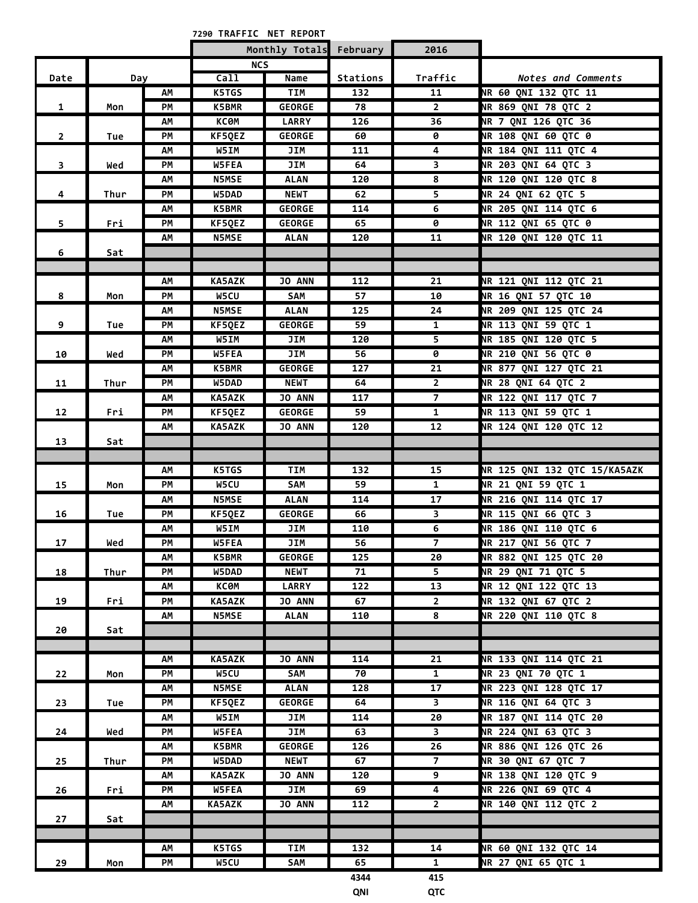# 7290 TRAFFIC NET REPORT

| Date | Day | | NCS Call | NCS Name | Monthly Totals: February Stations | 2016 Traffic | *Notes and Comments* |
|---|---|---|---|---|---|---|---|
| 1 | Mon | AM | K5TGS | TIM | 132 | 11 | NR 60 QNI 132 QTC 11 |
| | | PM | K5BMR | GEORGE | 78 | 2 | NR 869 QNI 78 QTC 2 |
| 2 | Tue | AM | KC0M | LARRY | 126 | 36 | NR 7 QNI 126 QTC 36 |
| | | PM | KF5QEZ | GEORGE | 60 | 0 | NR 108 QNI 60 QTC 0 |
| 3 | Wed | AM | W5IM | JIM | 111 | 4 | NR 184 QNI 111 QTC 4 |
| | | PM | W5FEA | JIM | 64 | 3 | NR 203 QNI 64 QTC 3 |
| 4 | Thur | AM | N5MSE | ALAN | 120 | 8 | NR 120 QNI 120 QTC 8 |
| | | PM | W5DAD | NEWT | 62 | 5 | NR 24 QNI 62 QTC 5 |
| 5 | Fri | AM | K5BMR | GEORGE | 114 | 6 | NR 205 QNI 114 QTC 6 |
| | | PM | KF5QEZ | GEORGE | 65 | 0 | NR 112 QNI 65 QTC 0 |
| 6 | Sat | AM | N5MSE | ALAN | 120 | 11 | NR 120 QNI 120 QTC 11 |
| | | | | | | | |
| | | | | | | | |
| 8 | Mon | AM | KA5AZK | JO ANN | 112 | 21 | NR 121 QNI 112 QTC 21 |
| | | PM | W5CU | SAM | 57 | 10 | NR 16 QNI 57 QTC 10 |
| 9 | Tue | AM | N5MSE | ALAN | 125 | 24 | NR 209 QNI 125 QTC 24 |
| | | PM | KF5QEZ | GEORGE | 59 | 1 | NR 113 QNI 59 QTC 1 |
| 10 | Wed | AM | W5IM | JIM | 120 | 5 | NR 185 QNI 120 QTC 5 |
| | | PM | W5FEA | JIM | 56 | 0 | NR 210 QNI 56 QTC 0 |
| 11 | Thur | AM | K5BMR | GEORGE | 127 | 21 | NR 877 QNI 127 QTC 21 |
| | | PM | W5DAD | NEWT | 64 | 2 | NR 28 QNI 64 QTC 2 |
| 12 | Fri | AM | KA5AZK | JO ANN | 117 | 7 | NR 122 QNI 117 QTC 7 |
| | | PM | KF5QEZ | GEORGE | 59 | 1 | NR 113 QNI 59 QTC 1 |
| 13 | Sat | AM | KA5AZK | JO ANN | 120 | 12 | NR 124 QNI 120 QTC 12 |
| | | | | | | | |
| | | | | | | | |
| 15 | Mon | AM | K5TGS | TIM | 132 | 15 | NR 125 QNI 132 QTC 15/KA5AZK |
| | | PM | W5CU | SAM | 59 | 1 | NR 21 QNI 59 QTC 1 |
| 16 | Tue | AM | N5MSE | ALAN | 114 | 17 | NR 216 QNI 114 QTC 17 |
| | | PM | KF5QEZ | GEORGE | 66 | 3 | NR 115 QNI 66 QTC 3 |
| 17 | Wed | AM | W5IM | JIM | 110 | 6 | NR 186 QNI 110 QTC 6 |
| | | PM | W5FEA | JIM | 56 | 7 | NR 217 QNI 56 QTC 7 |
| 18 | Thur | AM | K5BMR | GEORGE | 125 | 20 | NR 882 QNI 125 QTC 20 |
| | | PM | W5DAD | NEWT | 71 | 5 | NR 29 QNI 71 QTC 5 |
| 19 | Fri | AM | KC0M | LARRY | 122 | 13 | NR 12 QNI 122 QTC 13 |
| | | PM | KA5AZK | JO ANN | 67 | 2 | NR 132 QNI 67 QTC 2 |
| 20 | Sat | AM | N5MSE | ALAN | 110 | 8 | NR 220 QNI 110 QTC 8 |
| | | | | | | | |
| | | | | | | | |
| 22 | Mon | AM | KA5AZK | JO ANN | 114 | 21 | NR 133 QNI 114 QTC 21 |
| | | PM | W5CU | SAM | 70 | 1 | NR 23 QNI 70 QTC 1 |
| 23 | Tue | AM | N5MSE | ALAN | 128 | 17 | NR 223 QNI 128 QTC 17 |
| | | PM | KF5QEZ | GEORGE | 64 | 3 | NR 116 QNI 64 QTC 3 |
| 24 | Wed | AM | W5IM | JIM | 114 | 20 | NR 187 QNI 114 QTC 20 |
| | | PM | W5FEA | JIM | 63 | 3 | NR 224 QNI 63 QTC 3 |
| 25 | Thur | AM | K5BMR | GEORGE | 126 | 26 | NR 886 QNI 126 QTC 26 |
| | | PM | W5DAD | NEWT | 67 | 7 | NR 30 QNI 67 QTC 7 |
| 26 | Fri | AM | KA5AZK | JO ANN | 120 | 9 | NR 138 QNI 120 QTC 9 |
| | | PM | W5FEA | JIM | 69 | 4 | NR 226 QNI 69 QTC 4 |
| 27 | Sat | AM | KA5AZK | JO ANN | 112 | 2 | NR 140 QNI 112 QTC 2 |
| | | | | | | | |
| | | | | | | | |
| 29 | Mon | AM | K5TGS | TIM | 132 | 14 | NR 60 QNI 132 QTC 14 |
| | | PM | W5CU | SAM | 65 | 1 | NR 27 QNI 65 QTC 1 |
| | | | | | **4344 QNI** | **415 QTC** | |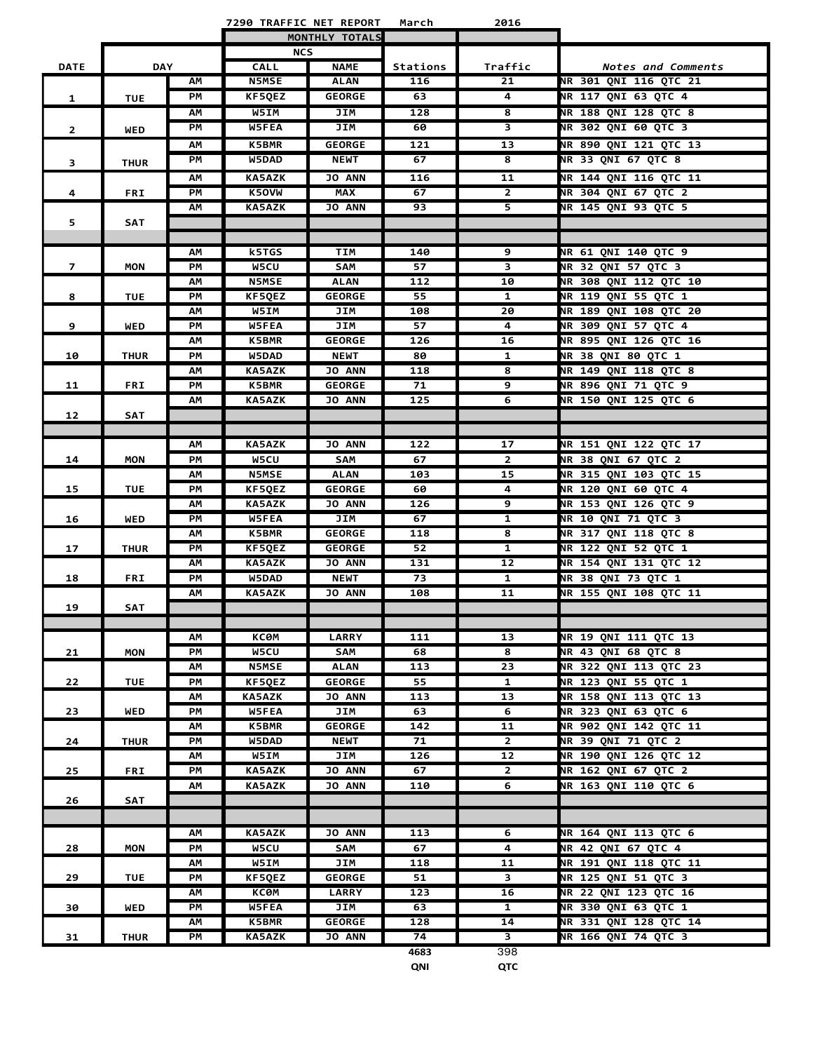| | | | 7290 TRAFFIC NET REPORT | | March | 2016 | |
|---|---|---|---|---|---|---|---|
| | | | MONTHLY TOTALS | | | | |
| | | | NCS | | | | |
| DATE | DAY | | CALL | NAME | Stations | Traffic | *Notes and Comments* |
| 1 | TUE | AM | N5MSE | ALAN | 116 | 21 | NR 301 QNI 116 QTC 21 |
| | | PM | KF5QEZ | GEORGE | 63 | 4 | NR 117 QNI 63 QTC 4 |
| 2 | WED | AM | W5IM | JIM | 128 | 8 | NR 188 QNI 128 QTC 8 |
| | | PM | W5FEA | JIM | 60 | 3 | NR 302 QNI 60 QTC 3 |
| 3 | THUR | AM | K5BMR | GEORGE | 121 | 13 | NR 890 QNI 121 QTC 13 |
| | | PM | W5DAD | NEWT | 67 | 8 | NR 33 QNI 67 QTC 8 |
| 4 | FRI | AM | KA5AZK | JO ANN | 116 | 11 | NR 144 QNI 116 QTC 11 |
| | | PM | K5OVW | MAX | 67 | 2 | NR 304 QNI 67 QTC 2 |
| 5 | SAT | AM | KA5AZK | JO ANN | 93 | 5 | NR 145 QNI 93 QTC 5 |
| 7 | MON | AM | k5TGS | TIM | 140 | 9 | NR 61 QNI 140 QTC 9 |
| | | PM | W5CU | SAM | 57 | 3 | NR 32 QNI 57 QTC 3 |
| 8 | TUE | AM | N5MSE | ALAN | 112 | 10 | NR 308 QNI 112 QTC 10 |
| | | PM | KF5QEZ | GEORGE | 55 | 1 | NR 119 QNI 55 QTC 1 |
| 9 | WED | AM | W5IM | JIM | 108 | 20 | NR 189 QNI 108 QTC 20 |
| | | PM | W5FEA | JIM | 57 | 4 | NR 309 QNI 57 QTC 4 |
| 10 | THUR | AM | K5BMR | GEORGE | 126 | 16 | NR 895 QNI 126 QTC 16 |
| | | PM | W5DAD | NEWT | 80 | 1 | NR 38 QNI 80 QTC 1 |
| 11 | FRI | AM | KA5AZK | JO ANN | 118 | 8 | NR 149 QNI 118 QTC 8 |
| | | PM | K5BMR | GEORGE | 71 | 9 | NR 896 QNI 71 QTC 9 |
| 12 | SAT | AM | KA5AZK | JO ANN | 125 | 6 | NR 150 QNI 125 QTC 6 |
| 14 | MON | AM | KA5AZK | JO ANN | 122 | 17 | NR 151 QNI 122 QTC 17 |
| | | PM | W5CU | SAM | 67 | 2 | NR 38 QNI 67 QTC 2 |
| 15 | TUE | AM | N5MSE | ALAN | 103 | 15 | NR 315 QNI 103 QTC 15 |
| | | PM | KF5QEZ | GEORGE | 60 | 4 | NR 120 QNI 60 QTC 4 |
| 16 | WED | AM | KA5AZK | JO ANN | 126 | 9 | NR 153 QNI 126 QTC 9 |
| | | PM | W5FEA | JIM | 67 | 1 | NR 10 QNI 71 QTC 3 |
| 17 | THUR | AM | K5BMR | GEORGE | 118 | 8 | NR 317 QNI 118 QTC 8 |
| | | PM | KF5QEZ | GEORGE | 52 | 1 | NR 122 QNI 52 QTC 1 |
| 18 | FRI | AM | KA5AZK | JO ANN | 131 | 12 | NR 154 QNI 131 QTC 12 |
| | | PM | W5DAD | NEWT | 73 | 1 | NR 38 QNI 73 QTC 1 |
| 19 | SAT | AM | KA5AZK | JO ANN | 108 | 11 | NR 155 QNI 108 QTC 11 |
| 21 | MON | AM | KC0M | LARRY | 111 | 13 | NR 19 QNI 111 QTC 13 |
| | | PM | W5CU | SAM | 68 | 8 | NR 43 QNI 68 QTC 8 |
| 22 | TUE | AM | N5MSE | ALAN | 113 | 23 | NR 322 QNI 113 QTC 23 |
| | | PM | KF5QEZ | GEORGE | 55 | 1 | NR 123 QNI 55 QTC 1 |
| 23 | WED | AM | KA5AZK | JO ANN | 113 | 13 | NR 158 QNI 113 QTC 13 |
| | | PM | W5FEA | JIM | 63 | 6 | NR 323 QNI 63 QTC 6 |
| 24 | THUR | AM | K5BMR | GEORGE | 142 | 11 | NR 902 QNI 142 QTC 11 |
| | | PM | W5DAD | NEWT | 71 | 2 | NR 39 QNI 71 QTC 2 |
| 25 | FRI | AM | W5IM | JIM | 126 | 12 | NR 190 QNI 126 QTC 12 |
| | | PM | KA5AZK | JO ANN | 67 | 2 | NR 162 QNI 67 QTC 2 |
| 26 | SAT | AM | KA5AZK | JO ANN | 110 | 6 | NR 163 QNI 110 QTC 6 |
| 28 | MON | AM | KA5AZK | JO ANN | 113 | 6 | NR 164 QNI 113 QTC 6 |
| | | PM | W5CU | SAM | 67 | 4 | NR 42 QNI 67 QTC 4 |
| 29 | TUE | AM | W5IM | JIM | 118 | 11 | NR 191 QNI 118 QTC 11 |
| | | PM | KF5QEZ | GEORGE | 51 | 3 | NR 125 QNI 51 QTC 3 |
| 30 | WED | AM | KC0M | LARRY | 123 | 16 | NR 22 QNI 123 QTC 16 |
| | | PM | W5FEA | JIM | 63 | 1 | NR 330 QNI 63 QTC 1 |
| 31 | THUR | AM | K5BMR | GEORGE | 128 | 14 | NR 331 QNI 128 QTC 14 |
| | | PM | KA5AZK | JO ANN | 74 | 3 | NR 166 QNI 74 QTC 3 |
| | | | | | 4683 | 398 | |
| | | | | | QNI | QTC | |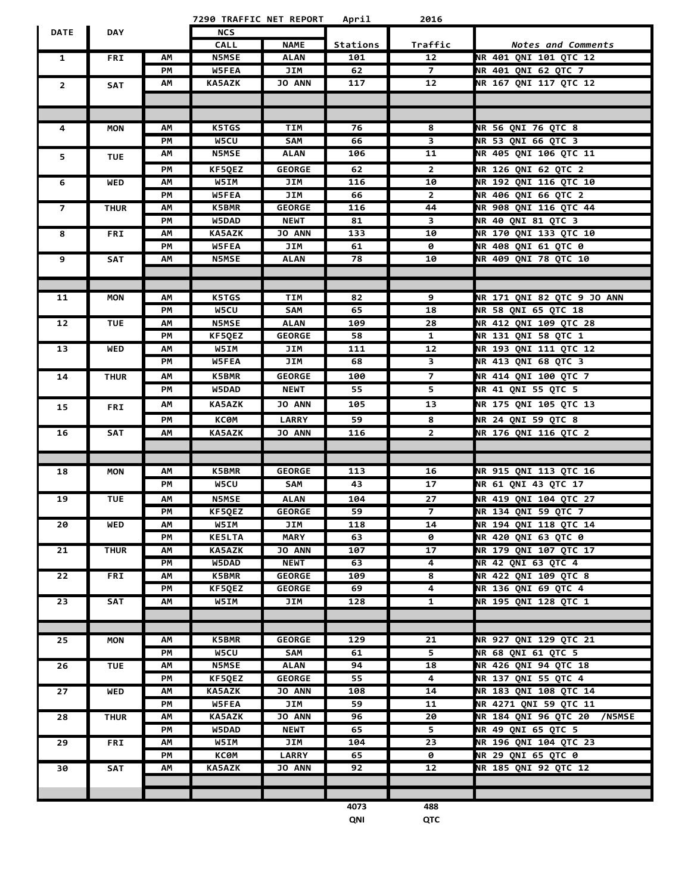**7290 TRAFFIC NET REPORT April 2016**

| DATE | DAY | | NCS CALL | NAME | Stations | Traffic | *Notes and Comments* |
|---|---|---|---|---|---|---|---|
| 1 | FRI | AM | N5MSE | ALAN | 101 | 12 | NR 401 QNI 101 QTC 12 |
| | | PM | W5FEA | JIM | 62 | 7 | NR 401 QNI 62 QTC 7 |
| 2 | SAT | AM | KA5AZK | JO ANN | 117 | 12 | NR 167 QNI 117 QTC 12 |
| | | | | | | | |
| | | | | | | | |
| 4 | MON | AM | K5TGS | TIM | 76 | 8 | NR 56 QNI 76 QTC 8 |
| | | PM | W5CU | SAM | 66 | 3 | NR 53 QNI 66 QTC 3 |
| 5 | TUE | AM | N5MSE | ALAN | 106 | 11 | NR 405 QNI 106 QTC 11 |
| | | PM | KF5QEZ | GEORGE | 62 | 2 | NR 126 QNI 62 QTC 2 |
| 6 | WED | AM | W5IM | JIM | 116 | 10 | NR 192 QNI 116 QTC 10 |
| | | PM | W5FEA | JIM | 66 | 2 | NR 406 QNI 66 QTC 2 |
| 7 | THUR | AM | K5BMR | GEORGE | 116 | 44 | NR 908 QNI 116 QTC 44 |
| | | PM | W5DAD | NEWT | 81 | 3 | NR 40 QNI 81 QTC 3 |
| 8 | FRI | AM | KA5AZK | JO ANN | 133 | 10 | NR 170 QNI 133 QTC 10 |
| | | PM | W5FEA | JIM | 61 | 0 | NR 408 QNI 61 QTC 0 |
| 9 | SAT | AM | N5MSE | ALAN | 78 | 10 | NR 409 QNI 78 QTC 10 |
| | | | | | | | |
| | | | | | | | |
| 11 | MON | AM | K5TGS | TIM | 82 | 9 | NR 171 QNI 82 QTC 9 JO ANN |
| | | PM | W5CU | SAM | 65 | 18 | NR 58 QNI 65 QTC 18 |
| 12 | TUE | AM | N5MSE | ALAN | 109 | 28 | NR 412 QNI 109 QTC 28 |
| | | PM | KF5QEZ | GEORGE | 58 | 1 | NR 131 QNI 58 QTC 1 |
| 13 | WED | AM | W5IM | JIM | 111 | 12 | NR 193 QNI 111 QTC 12 |
| | | PM | W5FEA | JIM | 68 | 3 | NR 413 QNI 68 QTC 3 |
| 14 | THUR | AM | K5BMR | GEORGE | 100 | 7 | NR 414 QNI 100 QTC 7 |
| | | PM | W5DAD | NEWT | 55 | 5 | NR 41 QNI 55 QTC 5 |
| 15 | FRI | AM | KA5AZK | JO ANN | 105 | 13 | NR 175 QNI 105 QTC 13 |
| | | PM | KC0M | LARRY | 59 | 8 | NR 24 QNI 59 QTC 8 |
| 16 | SAT | AM | KA5AZK | JO ANN | 116 | 2 | NR 176 QNI 116 QTC 2 |
| | | | | | | | |
| | | | | | | | |
| 18 | MON | AM | K5BMR | GEORGE | 113 | 16 | NR 915 QNI 113 QTC 16 |
| | | PM | W5CU | SAM | 43 | 17 | NR 61 QNI 43 QTC 17 |
| 19 | TUE | AM | N5MSE | ALAN | 104 | 27 | NR 419 QNI 104 QTC 27 |
| | | PM | KF5QEZ | GEORGE | 59 | 7 | NR 134 QNI 59 QTC 7 |
| 20 | WED | AM | W5IM | JIM | 118 | 14 | NR 194 QNI 118 QTC 14 |
| | | PM | KE5LTA | MARY | 63 | 0 | NR 420 QNI 63 QTC 0 |
| 21 | THUR | AM | KA5AZK | JO ANN | 107 | 17 | NR 179 QNI 107 QTC 17 |
| | | PM | W5DAD | NEWT | 63 | 4 | NR 42 QNI 63 QTC 4 |
| 22 | FRI | AM | K5BMR | GEORGE | 109 | 8 | NR 422 QNI 109 QTC 8 |
| | | PM | KF5QEZ | GEORGE | 69 | 4 | NR 136 QNI 69 QTC 4 |
| 23 | SAT | AM | W5IM | JIM | 128 | 1 | NR 195 QNI 128 QTC 1 |
| | | | | | | | |
| | | | | | | | |
| 25 | MON | AM | K5BMR | GEORGE | 129 | 21 | NR 927 QNI 129 QTC 21 |
| | | PM | W5CU | SAM | 61 | 5 | NR 68 QNI 61 QTC 5 |
| 26 | TUE | AM | N5MSE | ALAN | 94 | 18 | NR 426 QNI 94 QTC 18 |
| | | PM | KF5QEZ | GEORGE | 55 | 4 | NR 137 QNI 55 QTC 4 |
| 27 | WED | AM | KA5AZK | JO ANN | 108 | 14 | NR 183 QNI 108 QTC 14 |
| | | PM | W5FEA | JIM | 59 | 11 | NR 4271 QNI 59 QTC 11 |
| 28 | THUR | AM | KA5AZK | JO ANN | 96 | 20 | NR 184 QNI 96 QTC 20 /N5MSE |
| | | PM | W5DAD | NEWT | 65 | 5 | NR 49 QNI 65 QTC 5 |
| 29 | FRI | AM | W5IM | JIM | 104 | 23 | NR 196 QNI 104 QTC 23 |
| | | PM | KC0M | LARRY | 65 | 0 | NR 29 QNI 65 QTC 0 |
| 30 | SAT | AM | KA5AZK | JO ANN | 92 | 12 | NR 185 QNI 92 QTC 12 |
| | | | | | | | |
| | | | | | | | |
| | | | | | 4073 QNI | 488 QTC | |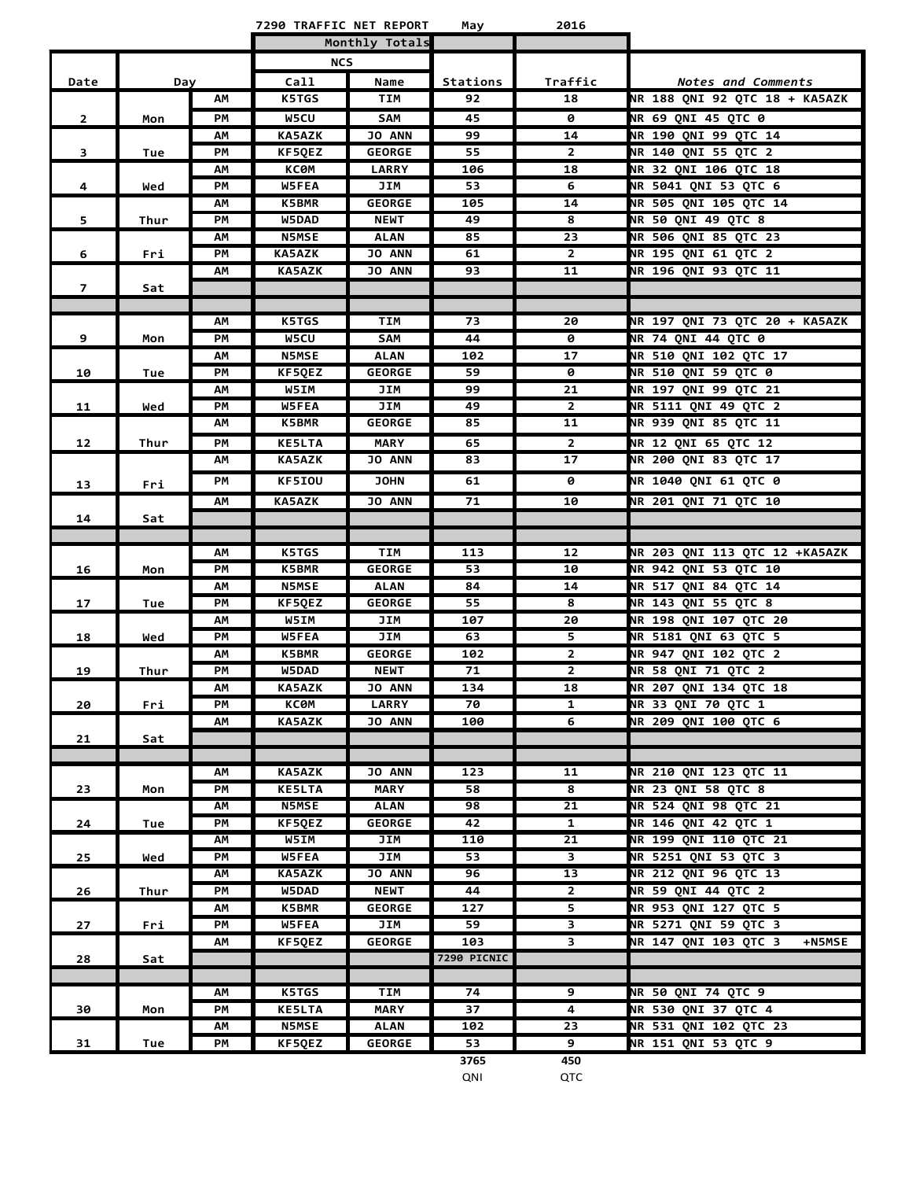# 7290 TRAFFIC NET REPORT May 2016

| Date | Day | | NCS Call | NCS Name | Stations | Traffic | Notes and Comments |
|---|---|---|---|---|---|---|---|
| | | | Monthly Totals | | | | |
| 2 | Mon | AM | K5TGS | TIM | 92 | 18 | NR 188 QNI 92 QTC 18 + KA5AZK |
| | | PM | W5CU | SAM | 45 | 0 | NR 69 QNI 45 QTC 0 |
| 3 | Tue | AM | KA5AZK | JO ANN | 99 | 14 | NR 190 QNI 99 QTC 14 |
| | | PM | KF5QEZ | GEORGE | 55 | 2 | NR 140 QNI 55 QTC 2 |
| 4 | Wed | AM | KC0M | LARRY | 106 | 18 | NR 32 QNI 106 QTC 18 |
| | | PM | W5FEA | JIM | 53 | 6 | NR 5041 QNI 53 QTC 6 |
| 5 | Thur | AM | K5BMR | GEORGE | 105 | 14 | NR 505 QNI 105 QTC 14 |
| | | PM | W5DAD | NEWT | 49 | 8 | NR 50 QNI 49 QTC 8 |
| 6 | Fri | AM | N5MSE | ALAN | 85 | 23 | NR 506 QNI 85 QTC 23 |
| | | PM | KA5AZK | JO ANN | 61 | 2 | NR 195 QNI 61 QTC 2 |
| 7 | Sat | AM | KA5AZK | JO ANN | 93 | 11 | NR 196 QNI 93 QTC 11 |
| 9 | Mon | AM | K5TGS | TIM | 73 | 20 | NR 197 QNI 73 QTC 20 + KA5AZK |
| | | PM | W5CU | SAM | 44 | 0 | NR 74 QNI 44 QTC 0 |
| 10 | Tue | AM | N5MSE | ALAN | 102 | 17 | NR 510 QNI 102 QTC 17 |
| | | PM | KF5QEZ | GEORGE | 59 | 0 | NR 510 QNI 59 QTC 0 |
| 11 | Wed | AM | W5IM | JIM | 99 | 21 | NR 197 QNI 99 QTC 21 |
| | | PM | W5FEA | JIM | 49 | 2 | NR 5111 QNI 49 QTC 2 |
| 12 | Thur | AM | K5BMR | GEORGE | 85 | 11 | NR 939 QNI 85 QTC 11 |
| | | PM | KE5LTA | MARY | 65 | 2 | NR 12 QNI 65 QTC 12 |
| 13 | Fri | AM | KA5AZK | JO ANN | 83 | 17 | NR 200 QNI 83 QTC 17 |
| | | PM | KF5IOU | JOHN | 61 | 0 | NR 1040 QNI 61 QTC 0 |
| 14 | Sat | AM | KA5AZK | JO ANN | 71 | 10 | NR 201 QNI 71 QTC 10 |
| 16 | Mon | AM | K5TGS | TIM | 113 | 12 | NR 203 QNI 113 QTC 12 +KA5AZK |
| | | PM | K5BMR | GEORGE | 53 | 10 | NR 942 QNI 53 QTC 10 |
| 17 | Tue | AM | N5MSE | ALAN | 84 | 14 | NR 517 QNI 84 QTC 14 |
| | | PM | KF5QEZ | GEORGE | 55 | 8 | NR 143 QNI 55 QTC 8 |
| 18 | Wed | AM | W5IM | JIM | 107 | 20 | NR 198 QNI 107 QTC 20 |
| | | PM | W5FEA | JIM | 63 | 5 | NR 5181 QNI 63 QTC 5 |
| 19 | Thur | AM | K5BMR | GEORGE | 102 | 2 | NR 947 QNI 102 QTC 2 |
| | | PM | W5DAD | NEWT | 71 | 2 | NR 58 QNI 71 QTC 2 |
| 20 | Fri | AM | KA5AZK | JO ANN | 134 | 18 | NR 207 QNI 134 QTC 18 |
| | | PM | KC0M | LARRY | 70 | 1 | NR 33 QNI 70 QTC 1 |
| 21 | Sat | AM | KA5AZK | JO ANN | 100 | 6 | NR 209 QNI 100 QTC 6 |
| 23 | Mon | AM | KA5AZK | JO ANN | 123 | 11 | NR 210 QNI 123 QTC 11 |
| | | PM | KE5LTA | MARY | 58 | 8 | NR 23 QNI 58 QTC 8 |
| 24 | Tue | AM | N5MSE | ALAN | 98 | 21 | NR 524 QNI 98 QTC 21 |
| | | PM | KF5QEZ | GEORGE | 42 | 1 | NR 146 QNI 42 QTC 1 |
| 25 | Wed | AM | W5IM | JIM | 110 | 21 | NR 199 QNI 110 QTC 21 |
| | | PM | W5FEA | JIM | 53 | 3 | NR 5251 QNI 53 QTC 3 |
| 26 | Thur | AM | KA5AZK | JO ANN | 96 | 13 | NR 212 QNI 96 QTC 13 |
| | | PM | W5DAD | NEWT | 44 | 2 | NR 59 QNI 44 QTC 2 |
| 27 | Fri | AM | K5BMR | GEORGE | 127 | 5 | NR 953 QNI 127 QTC 5 |
| | | PM | W5FEA | JIM | 59 | 3 | NR 5271 QNI 59 QTC 3 |
| 28 | Sat | AM | KF5QEZ | GEORGE | 103 | 3 | NR 147 QNI 103 QTC 3 +N5MSE |
| | | | | | 7290 PICNIC | | |
| 30 | Mon | AM | K5TGS | TIM | 74 | 9 | NR 50 QNI 74 QTC 9 |
| | | PM | KE5LTA | MARY | 37 | 4 | NR 530 QNI 37 QTC 4 |
| 31 | Tue | AM | N5MSE | ALAN | 102 | 23 | NR 531 QNI 102 QTC 23 |
| | | PM | KF5QEZ | GEORGE | 53 | 9 | NR 151 QNI 53 QTC 9 |
| | | | | | 3765 QNI | 450 QTC | |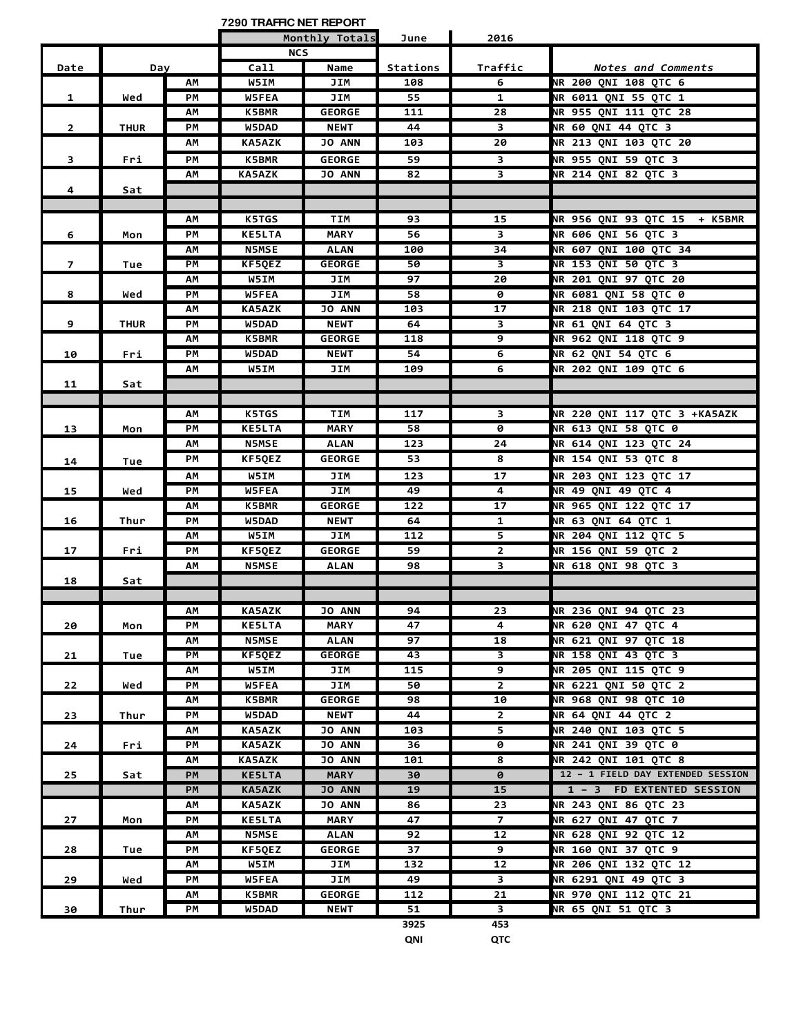# 7290 TRAFFIC NET REPORT

| | | | Monthly Totals | | June | 2016 | |
|---|---|---|---|---|---|---|---|
| | | | NCS | | | | |
| Date | Day | | Call | Name | Stations | Traffic | *Notes and Comments* |
| 1 | Wed | AM | W5IM | JIM | 108 | 6 | NR 200 QNI 108 QTC 6 |
| | | PM | W5FEA | JIM | 55 | 1 | NR 6011 QNI 55 QTC 1 |
| 2 | THUR | AM | K5BMR | GEORGE | 111 | 28 | NR 955 QNI 111 QTC 28 |
| | | PM | W5DAD | NEWT | 44 | 3 | NR 60 QNI 44 QTC 3 |
| 3 | Fri | AM | KA5AZK | JO ANN | 103 | 20 | NR 213 QNI 103 QTC 20 |
| | | PM | K5BMR | GEORGE | 59 | 3 | NR 955 QNI 59 QTC 3 |
| 4 | Sat | AM | KA5AZK | JO ANN | 82 | 3 | NR 214 QNI 82 QTC 3 |
| | | | | | | | |
| | | | | | | | |
| 6 | Mon | AM | K5TGS | TIM | 93 | 15 | NR 956 QNI 93 QTC 15 + K5BMR |
| | | PM | KE5LTA | MARY | 56 | 3 | NR 606 QNI 56 QTC 3 |
| 7 | Tue | AM | N5MSE | ALAN | 100 | 34 | NR 607 QNI 100 QTC 34 |
| | | PM | KF5QEZ | GEORGE | 50 | 3 | NR 153 QNI 50 QTC 3 |
| 8 | Wed | AM | W5IM | JIM | 97 | 20 | NR 201 QNI 97 QTC 20 |
| | | PM | W5FEA | JIM | 58 | 0 | NR 6081 QNI 58 QTC 0 |
| 9 | THUR | AM | KA5AZK | JO ANN | 103 | 17 | NR 218 QNI 103 QTC 17 |
| | | PM | W5DAD | NEWT | 64 | 3 | NR 61 QNI 64 QTC 3 |
| 10 | Fri | AM | K5BMR | GEORGE | 118 | 9 | NR 962 QNI 118 QTC 9 |
| | | PM | W5DAD | NEWT | 54 | 6 | NR 62 QNI 54 QTC 6 |
| 11 | Sat | AM | W5IM | JIM | 109 | 6 | NR 202 QNI 109 QTC 6 |
| | | | | | | | |
| | | | | | | | |
| 13 | Mon | AM | K5TGS | TIM | 117 | 3 | NR 220 QNI 117 QTC 3 +KA5AZK |
| | | PM | KE5LTA | MARY | 58 | 0 | NR 613 QNI 58 QTC 0 |
| 14 | Tue | AM | N5MSE | ALAN | 123 | 24 | NR 614 QNI 123 QTC 24 |
| | | PM | KF5QEZ | GEORGE | 53 | 8 | NR 154 QNI 53 QTC 8 |
| 15 | Wed | AM | W5IM | JIM | 123 | 17 | NR 203 QNI 123 QTC 17 |
| | | PM | W5FEA | JIM | 49 | 4 | NR 49 QNI 49 QTC 4 |
| 16 | Thur | AM | K5BMR | GEORGE | 122 | 17 | NR 965 QNI 122 QTC 17 |
| | | PM | W5DAD | NEWT | 64 | 1 | NR 63 QNI 64 QTC 1 |
| 17 | Fri | AM | W5IM | JIM | 112 | 5 | NR 204 QNI 112 QTC 5 |
| | | PM | KF5QEZ | GEORGE | 59 | 2 | NR 156 QNI 59 QTC 2 |
| 18 | Sat | AM | N5MSE | ALAN | 98 | 3 | NR 618 QNI 98 QTC 3 |
| | | | | | | | |
| | | | | | | | |
| 20 | Mon | AM | KA5AZK | JO ANN | 94 | 23 | NR 236 QNI 94 QTC 23 |
| | | PM | KE5LTA | MARY | 47 | 4 | NR 620 QNI 47 QTC 4 |
| 21 | Tue | AM | N5MSE | ALAN | 97 | 18 | NR 621 QNI 97 QTC 18 |
| | | PM | KF5QEZ | GEORGE | 43 | 3 | NR 158 QNI 43 QTC 3 |
| 22 | Wed | AM | W5IM | JIM | 115 | 9 | NR 205 QNI 115 QTC 9 |
| | | PM | W5FEA | JIM | 50 | 2 | NR 6221 QNI 50 QTC 2 |
| 23 | Thur | AM | K5BMR | GEORGE | 98 | 10 | NR 968 QNI 98 QTC 10 |
| | | PM | W5DAD | NEWT | 44 | 2 | NR 64 QNI 44 QTC 2 |
| 24 | Fri | AM | KA5AZK | JO ANN | 103 | 5 | NR 240 QNI 103 QTC 5 |
| | | PM | KA5AZK | JO ANN | 36 | 0 | NR 241 QNI 39 QTC 0 |
| 25 | Sat | AM | KA5AZK | JO ANN | 101 | 8 | NR 242 QNI 101 QTC 8 |
| | | PM | KE5LTA | MARY | 30 | 0 | 12 - 1 FIELD DAY EXTENDED SESSION |
| | | PM | KA5AZK | JO ANN | 19 | 15 | 1 - 3 FD EXTENTED SESSION |
| 27 | Mon | AM | KA5AZK | JO ANN | 86 | 23 | NR 243 QNI 86 QTC 23 |
| | | PM | KE5LTA | MARY | 47 | 7 | NR 627 QNI 47 QTC 7 |
| 28 | Tue | AM | N5MSE | ALAN | 92 | 12 | NR 628 QNI 92 QTC 12 |
| | | PM | KF5QEZ | GEORGE | 37 | 9 | NR 160 QNI 37 QTC 9 |
| 29 | Wed | AM | W5IM | JIM | 132 | 12 | NR 206 QNI 132 QTC 12 |
| | | PM | W5FEA | JIM | 49 | 3 | NR 6291 QNI 49 QTC 3 |
| 30 | Thur | AM | K5BMR | GEORGE | 112 | 21 | NR 970 QNI 112 QTC 21 |
| | | PM | W5DAD | NEWT | 51 | 3 | NR 65 QNI 51 QTC 3 |
| | | | | | 3925 | 453 | |
| | | | | | QNI | QTC | |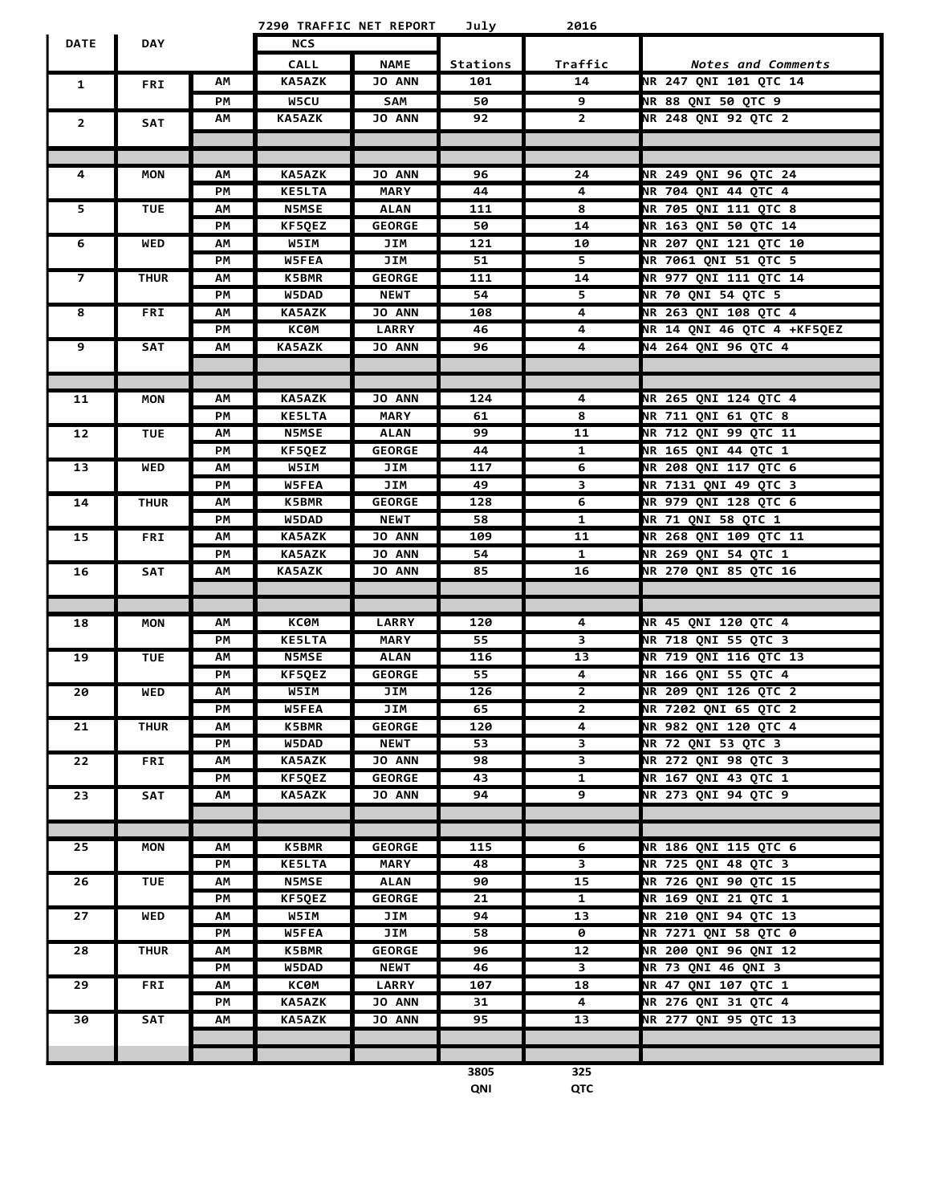# 7290 TRAFFIC NET REPORT July 2016

| DATE | DAY | | NCS CALL | NAME | Stations | Traffic | *Notes and Comments* |
|---|---|---|---|---|---|---|---|
| 1 | FRI | AM | KA5AZK | JO ANN | 101 | 14 | NR 247 QNI 101 QTC 14 |
| | | PM | W5CU | SAM | 50 | 9 | NR 88 QNI 50 QTC 9 |
| 2 | SAT | AM | KA5AZK | JO ANN | 92 | 2 | NR 248 QNI 92 QTC 2 |
| | | | | | | | |
| | | | | | | | |
| 4 | MON | AM | KA5AZK | JO ANN | 96 | 24 | NR 249 QNI 96 QTC 24 |
| | | PM | KE5LTA | MARY | 44 | 4 | NR 704 QNI 44 QTC 4 |
| 5 | TUE | AM | N5MSE | ALAN | 111 | 8 | NR 705 QNI 111 QTC 8 |
| | | PM | KF5QEZ | GEORGE | 50 | 14 | NR 163 QNI 50 QTC 14 |
| 6 | WED | AM | W5IM | JIM | 121 | 10 | NR 207 QNI 121 QTC 10 |
| | | PM | W5FEA | JIM | 51 | 5 | NR 7061 QNI 51 QTC 5 |
| 7 | THUR | AM | K5BMR | GEORGE | 111 | 14 | NR 977 QNI 111 QTC 14 |
| | | PM | W5DAD | NEWT | 54 | 5 | NR 70 QNI 54 QTC 5 |
| 8 | FRI | AM | KA5AZK | JO ANN | 108 | 4 | NR 263 QNI 108 QTC 4 |
| | | PM | KC0M | LARRY | 46 | 4 | NR 14 QNI 46 QTC 4 +KF5QEZ |
| 9 | SAT | AM | KA5AZK | JO ANN | 96 | 4 | N4 264 QNI 96 QTC 4 |
| | | | | | | | |
| | | | | | | | |
| 11 | MON | AM | KA5AZK | JO ANN | 124 | 4 | NR 265 QNI 124 QTC 4 |
| | | PM | KE5LTA | MARY | 61 | 8 | NR 711 QNI 61 QTC 8 |
| 12 | TUE | AM | N5MSE | ALAN | 99 | 11 | NR 712 QNI 99 QTC 11 |
| | | PM | KF5QEZ | GEORGE | 44 | 1 | NR 165 QNI 44 QTC 1 |
| 13 | WED | AM | W5IM | JIM | 117 | 6 | NR 208 QNI 117 QTC 6 |
| | | PM | W5FEA | JIM | 49 | 3 | NR 7131 QNI 49 QTC 3 |
| 14 | THUR | AM | K5BMR | GEORGE | 128 | 6 | NR 979 QNI 128 QTC 6 |
| | | PM | W5DAD | NEWT | 58 | 1 | NR 71 QNI 58 QTC 1 |
| 15 | FRI | AM | KA5AZK | JO ANN | 109 | 11 | NR 268 QNI 109 QTC 11 |
| | | PM | KA5AZK | JO ANN | 54 | 1 | NR 269 QNI 54 QTC 1 |
| 16 | SAT | AM | KA5AZK | JO ANN | 85 | 16 | NR 270 QNI 85 QTC 16 |
| | | | | | | | |
| | | | | | | | |
| 18 | MON | AM | KC0M | LARRY | 120 | 4 | NR 45 QNI 120 QTC 4 |
| | | PM | KE5LTA | MARY | 55 | 3 | NR 718 QNI 55 QTC 3 |
| 19 | TUE | AM | N5MSE | ALAN | 116 | 13 | NR 719 QNI 116 QTC 13 |
| | | PM | KF5QEZ | GEORGE | 55 | 4 | NR 166 QNI 55 QTC 4 |
| 20 | WED | AM | W5IM | JIM | 126 | 2 | NR 209 QNI 126 QTC 2 |
| | | PM | W5FEA | JIM | 65 | 2 | NR 7202 QNI 65 QTC 2 |
| 21 | THUR | AM | K5BMR | GEORGE | 120 | 4 | NR 982 QNI 120 QTC 4 |
| | | PM | W5DAD | NEWT | 53 | 3 | NR 72 QNI 53 QTC 3 |
| 22 | FRI | AM | KA5AZK | JO ANN | 98 | 3 | NR 272 QNI 98 QTC 3 |
| | | PM | KF5QEZ | GEORGE | 43 | 1 | NR 167 QNI 43 QTC 1 |
| 23 | SAT | AM | KA5AZK | JO ANN | 94 | 9 | NR 273 QNI 94 QTC 9 |
| | | | | | | | |
| | | | | | | | |
| 25 | MON | AM | K5BMR | GEORGE | 115 | 6 | NR 186 QNI 115 QTC 6 |
| | | PM | KE5LTA | MARY | 48 | 3 | NR 725 QNI 48 QTC 3 |
| 26 | TUE | AM | N5MSE | ALAN | 90 | 15 | NR 726 QNI 90 QTC 15 |
| | | PM | KF5QEZ | GEORGE | 21 | 1 | NR 169 QNI 21 QTC 1 |
| 27 | WED | AM | W5IM | JIM | 94 | 13 | NR 210 QNI 94 QTC 13 |
| | | PM | W5FEA | JIM | 58 | 0 | NR 7271 QNI 58 QTC 0 |
| 28 | THUR | AM | K5BMR | GEORGE | 96 | 12 | NR 200 QNI 96 QNI 12 |
| | | PM | W5DAD | NEWT | 46 | 3 | NR 73 QNI 46 QNI 3 |
| 29 | FRI | AM | KC0M | LARRY | 107 | 18 | NR 47 QNI 107 QTC 1 |
| | | PM | KA5AZK | JO ANN | 31 | 4 | NR 276 QNI 31 QTC 4 |
| 30 | SAT | AM | KA5AZK | JO ANN | 95 | 13 | NR 277 QNI 95 QTC 13 |
| | | | | | | | |
| | | | | | | | |
| | | | | | 3805 QNI | 325 QTC | |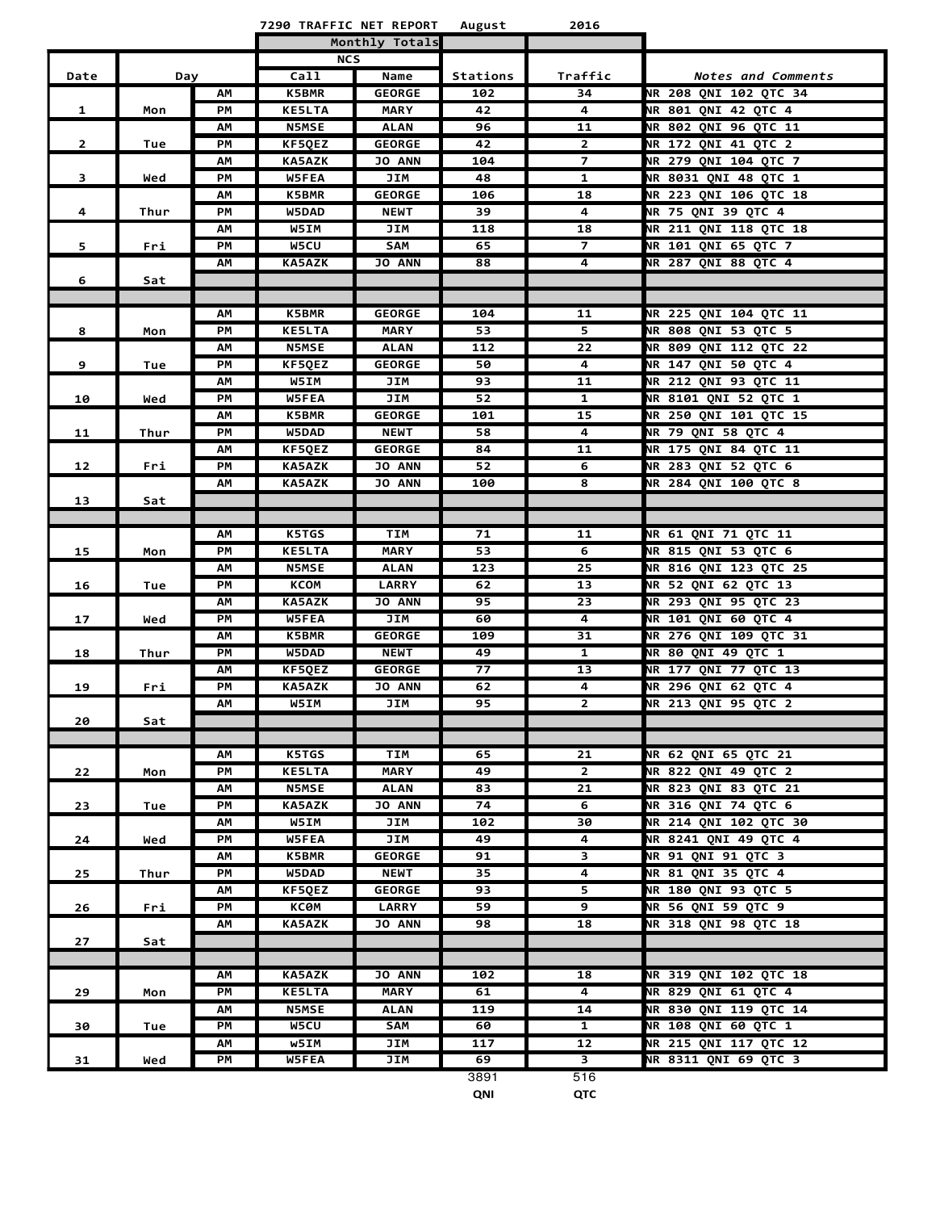# 7290 TRAFFIC NET REPORT August 2016

| Date | Day | | NCS Call | NCS Name | Stations | Traffic | Notes and Comments |
|---|---|---|---|---|---|---|---|
| | | | Monthly Totals | | | | |
| 1 | Mon | AM | K5BMR | GEORGE | 102 | 34 | NR 208 QNI 102 QTC 34 |
| | | PM | KE5LTA | MARY | 42 | 4 | NR 801 QNI 42 QTC 4 |
| 2 | Tue | AM | N5MSE | ALAN | 96 | 11 | NR 802 QNI 96 QTC 11 |
| | | PM | KF5QEZ | GEORGE | 42 | 2 | NR 172 QNI 41 QTC 2 |
| 3 | Wed | AM | KA5AZK | JO ANN | 104 | 7 | NR 279 QNI 104 QTC 7 |
| | | PM | W5FEA | JIM | 48 | 1 | NR 8031 QNI 48 QTC 1 |
| 4 | Thur | AM | K5BMR | GEORGE | 106 | 18 | NR 223 QNI 106 QTC 18 |
| | | PM | W5DAD | NEWT | 39 | 4 | NR 75 QNI 39 QTC 4 |
| 5 | Fri | AM | W5IM | JIM | 118 | 18 | NR 211 QNI 118 QTC 18 |
| | | PM | W5CU | SAM | 65 | 7 | NR 101 QNI 65 QTC 7 |
| 6 | Sat | AM | KA5AZK | JO ANN | 88 | 4 | NR 287 QNI 88 QTC 4 |
| 8 | Mon | AM | K5BMR | GEORGE | 104 | 11 | NR 225 QNI 104 QTC 11 |
| | | PM | KE5LTA | MARY | 53 | 5 | NR 808 QNI 53 QTC 5 |
| 9 | Tue | AM | N5MSE | ALAN | 112 | 22 | NR 809 QNI 112 QTC 22 |
| | | PM | KF5QEZ | GEORGE | 50 | 4 | NR 147 QNI 50 QTC 4 |
| 10 | Wed | AM | W5IM | JIM | 93 | 11 | NR 212 QNI 93 QTC 11 |
| | | PM | W5FEA | JIM | 52 | 1 | NR 8101 QNI 52 QTC 1 |
| 11 | Thur | AM | K5BMR | GEORGE | 101 | 15 | NR 250 QNI 101 QTC 15 |
| | | PM | W5DAD | NEWT | 58 | 4 | NR 79 QNI 58 QTC 4 |
| 12 | Fri | AM | KF5QEZ | GEORGE | 84 | 11 | NR 175 QNI 84 QTC 11 |
| | | PM | KA5AZK | JO ANN | 52 | 6 | NR 283 QNI 52 QTC 6 |
| 13 | Sat | AM | KA5AZK | JO ANN | 100 | 8 | NR 284 QNI 100 QTC 8 |
| 15 | Mon | AM | K5TGS | TIM | 71 | 11 | NR 61 QNI 71 QTC 11 |
| | | PM | KE5LTA | MARY | 53 | 6 | NR 815 QNI 53 QTC 6 |
| 16 | Tue | AM | N5MSE | ALAN | 123 | 25 | NR 816 QNI 123 QTC 25 |
| | | PM | KCOM | LARRY | 62 | 13 | NR 52 QNI 62 QTC 13 |
| 17 | Wed | AM | KA5AZK | JO ANN | 95 | 23 | NR 293 QNI 95 QTC 23 |
| | | PM | W5FEA | JIM | 60 | 4 | NR 101 QNI 60 QTC 4 |
| 18 | Thur | AM | K5BMR | GEORGE | 109 | 31 | NR 276 QNI 109 QTC 31 |
| | | PM | W5DAD | NEWT | 49 | 1 | NR 80 QNI 49 QTC 1 |
| 19 | Fri | AM | KF5QEZ | GEORGE | 77 | 13 | NR 177 QNI 77 QTC 13 |
| | | PM | KA5AZK | JO ANN | 62 | 4 | NR 296 QNI 62 QTC 4 |
| 20 | Sat | AM | W5IM | JIM | 95 | 2 | NR 213 QNI 95 QTC 2 |
| 22 | Mon | AM | K5TGS | TIM | 65 | 21 | NR 62 QNI 65 QTC 21 |
| | | PM | KE5LTA | MARY | 49 | 2 | NR 822 QNI 49 QTC 2 |
| 23 | Tue | AM | N5MSE | ALAN | 83 | 21 | NR 823 QNI 83 QTC 21 |
| | | PM | KA5AZK | JO ANN | 74 | 6 | NR 316 QNI 74 QTC 6 |
| 24 | Wed | AM | W5IM | JIM | 102 | 30 | NR 214 QNI 102 QTC 30 |
| | | PM | W5FEA | JIM | 49 | 4 | NR 8241 QNI 49 QTC 4 |
| 25 | Thur | AM | K5BMR | GEORGE | 91 | 3 | NR 91 QNI 91 QTC 3 |
| | | PM | W5DAD | NEWT | 35 | 4 | NR 81 QNI 35 QTC 4 |
| 26 | Fri | AM | KF5QEZ | GEORGE | 93 | 5 | NR 180 QNI 93 QTC 5 |
| | | PM | KC0M | LARRY | 59 | 9 | NR 56 QNI 59 QTC 9 |
| 27 | Sat | AM | KA5AZK | JO ANN | 98 | 18 | NR 318 QNI 98 QTC 18 |
| 29 | Mon | AM | KA5AZK | JO ANN | 102 | 18 | NR 319 QNI 102 QTC 18 |
| | | PM | KE5LTA | MARY | 61 | 4 | NR 829 QNI 61 QTC 4 |
| 30 | Tue | AM | N5MSE | ALAN | 119 | 14 | NR 830 QNI 119 QTC 14 |
| | | PM | W5CU | SAM | 60 | 1 | NR 108 QNI 60 QTC 1 |
| 31 | Wed | AM | w5IM | JIM | 117 | 12 | NR 215 QNI 117 QTC 12 |
| | | PM | W5FEA | JIM | 69 | 3 | NR 8311 QNI 69 QTC 3 |
| | | | | | 3891 | 516 | |
| | | | | | QNI | QTC | |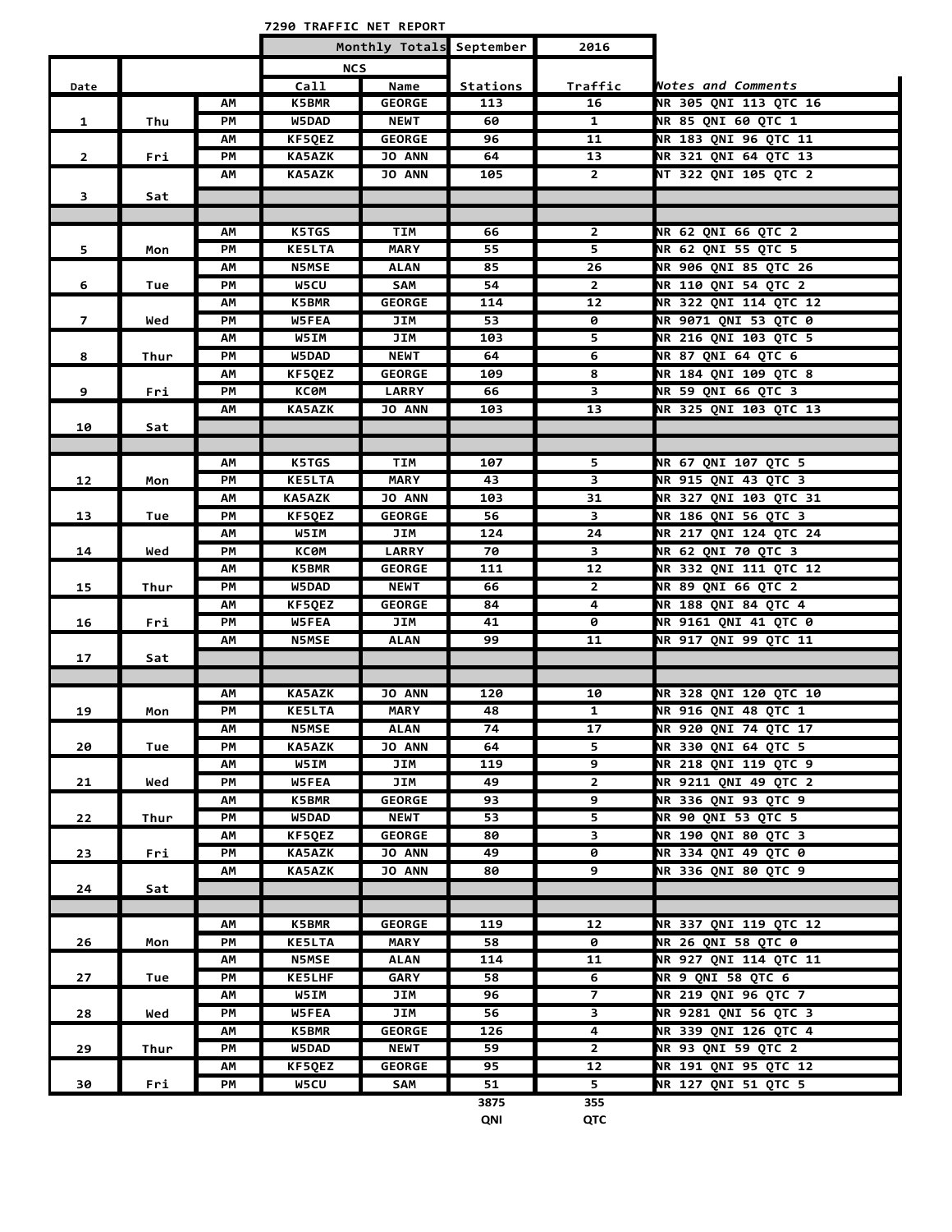# 7290 TRAFFIC NET REPORT

| Date | | | NCS Call | NCS Name | Stations | Traffic | Notes and Comments |
|---|---|---|---|---|---|---|---|
| | | | Monthly Totals | | September | 2016 | |
| 1 | Thu | AM | K5BMR | GEORGE | 113 | 16 | NR 305 QNI 113 QTC 16 |
| | | PM | W5DAD | NEWT | 60 | 1 | NR 85 QNI 60 QTC 1 |
| 2 | Fri | AM | KF5QEZ | GEORGE | 96 | 11 | NR 183 QNI 96 QTC 11 |
| | | PM | KA5AZK | JO ANN | 64 | 13 | NR 321 QNI 64 QTC 13 |
| 3 | Sat | AM | KA5AZK | JO ANN | 105 | 2 | NT 322 QNI 105 QTC 2 |
| | | | | | | | |
| 5 | Mon | AM | K5TGS | TIM | 66 | 2 | NR 62 QNI 66 QTC 2 |
| | | PM | KE5LTA | MARY | 55 | 5 | NR 62 QNI 55 QTC 5 |
| 6 | Tue | AM | N5MSE | ALAN | 85 | 26 | NR 906 QNI 85 QTC 26 |
| | | PM | W5CU | SAM | 54 | 2 | NR 110 QNI 54 QTC 2 |
| 7 | Wed | AM | K5BMR | GEORGE | 114 | 12 | NR 322 QNI 114 QTC 12 |
| | | PM | W5FEA | JIM | 53 | 0 | NR 9071 QNI 53 QTC 0 |
| 8 | Thur | AM | W5IM | JIM | 103 | 5 | NR 216 QNI 103 QTC 5 |
| | | PM | W5DAD | NEWT | 64 | 6 | NR 87 QNI 64 QTC 6 |
| 9 | Fri | AM | KF5QEZ | GEORGE | 109 | 8 | NR 184 QNI 109 QTC 8 |
| | | PM | KC0M | LARRY | 66 | 3 | NR 59 QNI 66 QTC 3 |
| 10 | Sat | AM | KA5AZK | JO ANN | 103 | 13 | NR 325 QNI 103 QTC 13 |
| | | | | | | | |
| 12 | Mon | AM | K5TGS | TIM | 107 | 5 | NR 67 QNI 107 QTC 5 |
| | | PM | KE5LTA | MARY | 43 | 3 | NR 915 QNI 43 QTC 3 |
| 13 | Tue | AM | KA5AZK | JO ANN | 103 | 31 | NR 327 QNI 103 QTC 31 |
| | | PM | KF5QEZ | GEORGE | 56 | 3 | NR 186 QNI 56 QTC 3 |
| 14 | Wed | AM | W5IM | JIM | 124 | 24 | NR 217 QNI 124 QTC 24 |
| | | PM | KC0M | LARRY | 70 | 3 | NR 62 QNI 70 QTC 3 |
| 15 | Thur | AM | K5BMR | GEORGE | 111 | 12 | NR 332 QNI 111 QTC 12 |
| | | PM | W5DAD | NEWT | 66 | 2 | NR 89 QNI 66 QTC 2 |
| 16 | Fri | AM | KF5QEZ | GEORGE | 84 | 4 | NR 188 QNI 84 QTC 4 |
| | | PM | W5FEA | JIM | 41 | 0 | NR 9161 QNI 41 QTC 0 |
| 17 | Sat | AM | N5MSE | ALAN | 99 | 11 | NR 917 QNI 99 QTC 11 |
| | | | | | | | |
| 19 | Mon | AM | KA5AZK | JO ANN | 120 | 10 | NR 328 QNI 120 QTC 10 |
| | | PM | KE5LTA | MARY | 48 | 1 | NR 916 QNI 48 QTC 1 |
| 20 | Tue | AM | N5MSE | ALAN | 74 | 17 | NR 920 QNI 74 QTC 17 |
| | | PM | KA5AZK | JO ANN | 64 | 5 | NR 330 QNI 64 QTC 5 |
| 21 | Wed | AM | W5IM | JIM | 119 | 9 | NR 218 QNI 119 QTC 9 |
| | | PM | W5FEA | JIM | 49 | 2 | NR 9211 QNI 49 QTC 2 |
| 22 | Thur | AM | K5BMR | GEORGE | 93 | 9 | NR 336 QNI 93 QTC 9 |
| | | PM | W5DAD | NEWT | 53 | 5 | NR 90 QNI 53 QTC 5 |
| 23 | Fri | AM | KF5QEZ | GEORGE | 80 | 3 | NR 190 QNI 80 QTC 3 |
| | | PM | KA5AZK | JO ANN | 49 | 0 | NR 334 QNI 49 QTC 0 |
| 24 | Sat | AM | KA5AZK | JO ANN | 80 | 9 | NR 336 QNI 80 QTC 9 |
| | | | | | | | |
| 26 | Mon | AM | K5BMR | GEORGE | 119 | 12 | NR 337 QNI 119 QTC 12 |
| | | PM | KE5LTA | MARY | 58 | 0 | NR 26 QNI 58 QTC 0 |
| 27 | Tue | AM | N5MSE | ALAN | 114 | 11 | NR 927 QNI 114 QTC 11 |
| | | PM | KE5LHF | GARY | 58 | 6 | NR 9 QNI 58 QTC 6 |
| 28 | Wed | AM | W5IM | JIM | 96 | 7 | NR 219 QNI 96 QTC 7 |
| | | PM | W5FEA | JIM | 56 | 3 | NR 9281 QNI 56 QTC 3 |
| 29 | Thur | AM | K5BMR | GEORGE | 126 | 4 | NR 339 QNI 126 QTC 4 |
| | | PM | W5DAD | NEWT | 59 | 2 | NR 93 QNI 59 QTC 2 |
| 30 | Fri | AM | KF5QEZ | GEORGE | 95 | 12 | NR 191 QNI 95 QTC 12 |
| | | PM | W5CU | SAM | 51 | 5 | NR 127 QNI 51 QTC 5 |
| | | | | | 3875 QNI | 355 QTC | |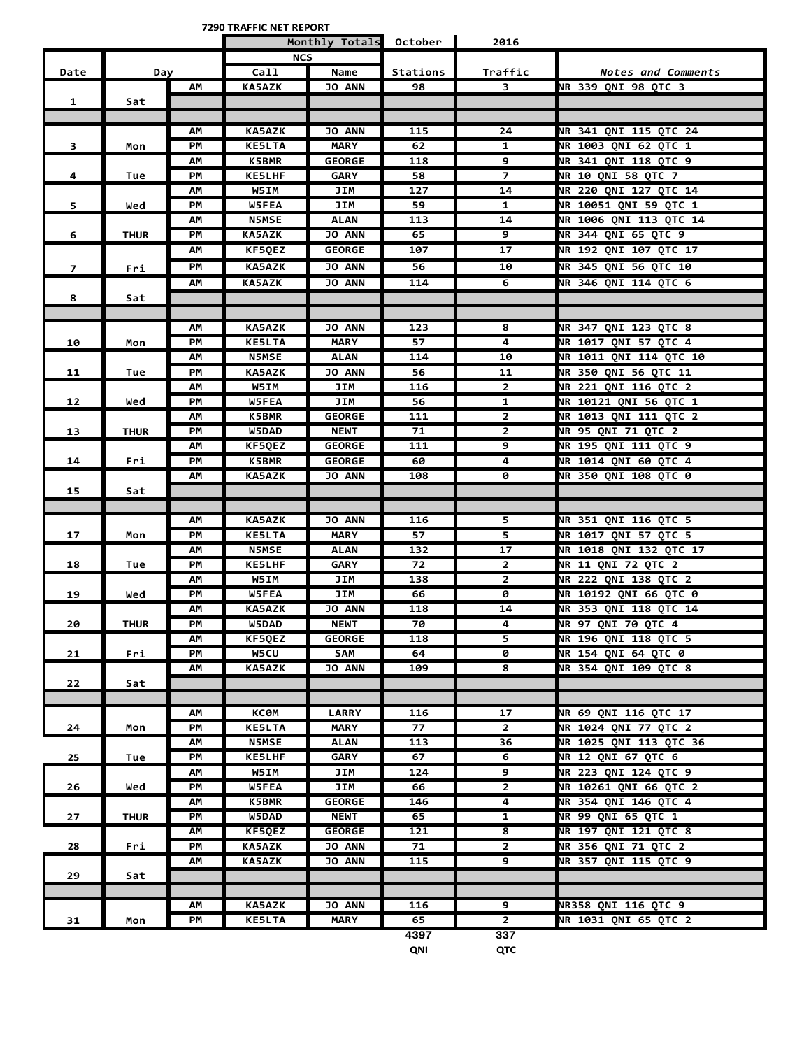**7290 TRAFFIC NET REPORT**

| Date | Day | | NCS Call | NCS Name | Stations | Traffic | Notes and Comments |
|---|---|---|---|---|---|---|---|
| | | | Monthly Totals | | October | 2016 | |
| 1 | Sat | AM | KA5AZK | JO ANN | 98 | 3 | NR 339 QNI 98 QTC 3 |
| | | | | | | | |
| 3 | Mon | AM | KA5AZK | JO ANN | 115 | 24 | NR 341 QNI 115 QTC 24 |
| | | PM | KE5LTA | MARY | 62 | 1 | NR 1003 QNI 62 QTC 1 |
| 4 | Tue | AM | K5BMR | GEORGE | 118 | 9 | NR 341 QNI 118 QTC 9 |
| | | PM | KE5LHF | GARY | 58 | 7 | NR 10 QNI 58 QTC 7 |
| 5 | Wed | AM | W5IM | JIM | 127 | 14 | NR 220 QNI 127 QTC 14 |
| | | PM | W5FEA | JIM | 59 | 1 | NR 10051 QNI 59 QTC 1 |
| 6 | THUR | AM | N5MSE | ALAN | 113 | 14 | NR 1006 QNI 113 QTC 14 |
| | | PM | KA5AZK | JO ANN | 65 | 9 | NR 344 QNI 65 QTC 9 |
| 7 | Fri | AM | KF5QEZ | GEORGE | 107 | 17 | NR 192 QNI 107 QTC 17 |
| | | PM | KA5AZK | JO ANN | 56 | 10 | NR 345 QNI 56 QTC 10 |
| 8 | Sat | AM | KA5AZK | JO ANN | 114 | 6 | NR 346 QNI 114 QTC 6 |
| | | | | | | | |
| 10 | Mon | AM | KA5AZK | JO ANN | 123 | 8 | NR 347 QNI 123 QTC 8 |
| | | PM | KE5LTA | MARY | 57 | 4 | NR 1017 QNI 57 QTC 4 |
| 11 | Tue | AM | N5MSE | ALAN | 114 | 10 | NR 1011 QNI 114 QTC 10 |
| | | PM | KA5AZK | JO ANN | 56 | 11 | NR 350 QNI 56 QTC 11 |
| 12 | Wed | AM | W5IM | JIM | 116 | 2 | NR 221 QNI 116 QTC 2 |
| | | PM | W5FEA | JIM | 56 | 1 | NR 10121 QNI 56 QTC 1 |
| 13 | THUR | AM | K5BMR | GEORGE | 111 | 2 | NR 1013 QNI 111 QTC 2 |
| | | PM | W5DAD | NEWT | 71 | 2 | NR 95 QNI 71 QTC 2 |
| 14 | Fri | AM | KF5QEZ | GEORGE | 111 | 9 | NR 195 QNI 111 QTC 9 |
| | | PM | K5BMR | GEORGE | 60 | 4 | NR 1014 QNI 60 QTC 4 |
| 15 | Sat | AM | KA5AZK | JO ANN | 108 | 0 | NR 350 QNI 108 QTC 0 |
| | | | | | | | |
| 17 | Mon | AM | KA5AZK | JO ANN | 116 | 5 | NR 351 QNI 116 QTC 5 |
| | | PM | KE5LTA | MARY | 57 | 5 | NR 1017 QNI 57 QTC 5 |
| 18 | Tue | AM | N5MSE | ALAN | 132 | 17 | NR 1018 QNI 132 QTC 17 |
| | | PM | KE5LHF | GARY | 72 | 2 | NR 11 QNI 72 QTC 2 |
| 19 | Wed | AM | W5IM | JIM | 138 | 2 | NR 222 QNI 138 QTC 2 |
| | | PM | W5FEA | JIM | 66 | 0 | NR 10192 QNI 66 QTC 0 |
| 20 | THUR | AM | KA5AZK | JO ANN | 118 | 14 | NR 353 QNI 118 QTC 14 |
| | | PM | W5DAD | NEWT | 70 | 4 | NR 97 QNI 70 QTC 4 |
| 21 | Fri | AM | KF5QEZ | GEORGE | 118 | 5 | NR 196 QNI 118 QTC 5 |
| | | PM | W5CU | SAM | 64 | 0 | NR 154 QNI 64 QTC 0 |
| 22 | Sat | AM | KA5AZK | JO ANN | 109 | 8 | NR 354 QNI 109 QTC 8 |
| | | | | | | | |
| 24 | Mon | AM | KC0M | LARRY | 116 | 17 | NR 69 QNI 116 QTC 17 |
| | | PM | KE5LTA | MARY | 77 | 2 | NR 1024 QNI 77 QTC 2 |
| 25 | Tue | AM | N5MSE | ALAN | 113 | 36 | NR 1025 QNI 113 QTC 36 |
| | | PM | KE5LHF | GARY | 67 | 6 | NR 12 QNI 67 QTC 6 |
| 26 | Wed | AM | W5IM | JIM | 124 | 9 | NR 223 QNI 124 QTC 9 |
| | | PM | W5FEA | JIM | 66 | 2 | NR 10261 QNI 66 QTC 2 |
| 27 | THUR | AM | K5BMR | GEORGE | 146 | 4 | NR 354 QNI 146 QTC 4 |
| | | PM | W5DAD | NEWT | 65 | 1 | NR 99 QNI 65 QTC 1 |
| 28 | Fri | AM | KF5QEZ | GEORGE | 121 | 8 | NR 197 QNI 121 QTC 8 |
| | | PM | KA5AZK | JO ANN | 71 | 2 | NR 356 QNI 71 QTC 2 |
| 29 | Sat | AM | KA5AZK | JO ANN | 115 | 9 | NR 357 QNI 115 QTC 9 |
| | | | | | | | |
| 31 | Mon | AM | KA5AZK | JO ANN | 116 | 9 | NR358 QNI 116 QTC 9 |
| | | PM | KE5LTA | MARY | 65 | 2 | NR 1031 QNI 65 QTC 2 |
| | | | | | 4397 QNI | 337 QTC | |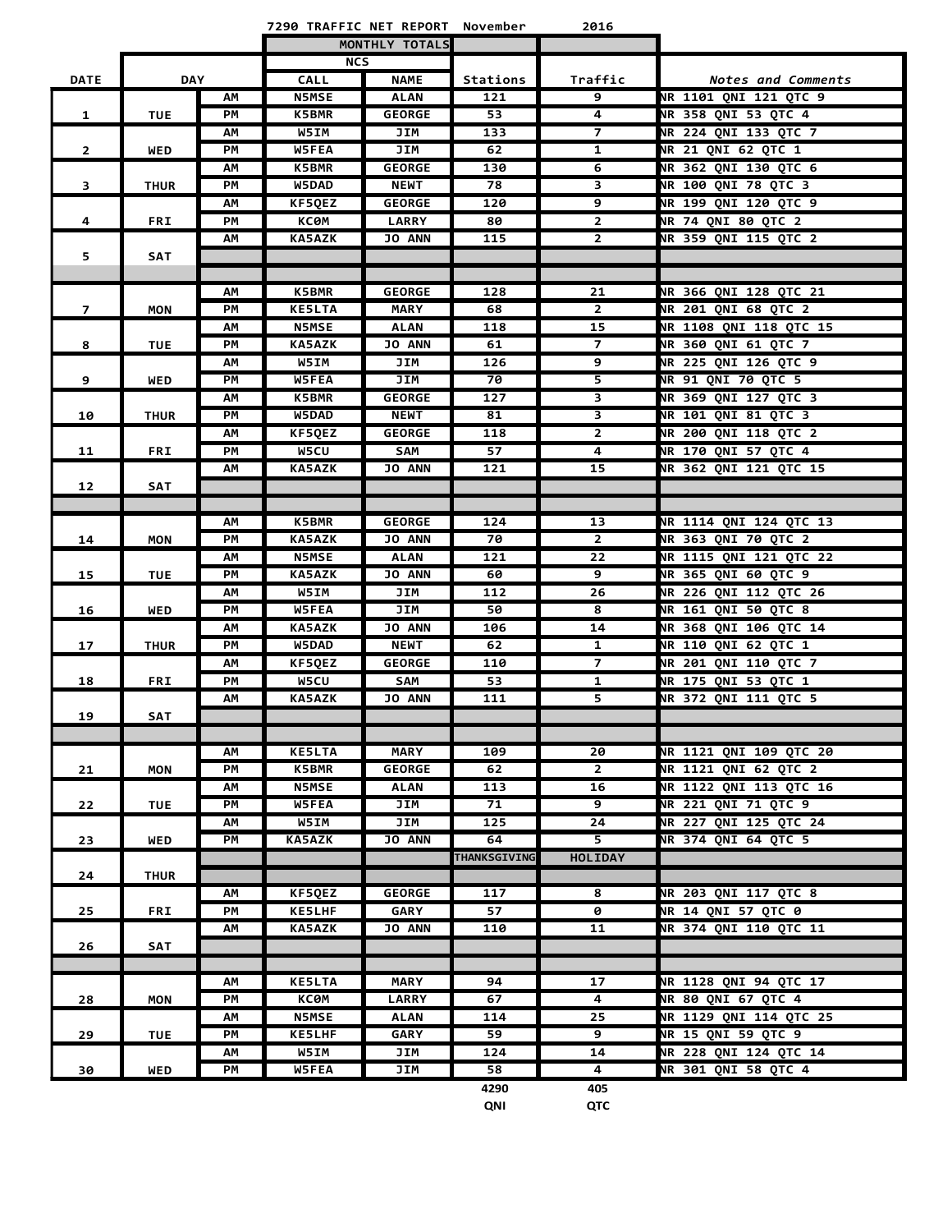# 7290 TRAFFIC NET REPORT November 2016

| DATE | DAY | | NCS CALL | NCS NAME | Stations | Traffic | Notes and Comments |
|---|---|---|---|---|---|---|---|
| | | | | MONTHLY TOTALS | | | |
| 1 | TUE | AM | N5MSE | ALAN | 121 | 9 | NR 1101 QNI 121 QTC 9 |
| | | PM | K5BMR | GEORGE | 53 | 4 | NR 358 QNI 53 QTC 4 |
| 2 | WED | AM | W5IM | JIM | 133 | 7 | NR 224 QNI 133 QTC 7 |
| | | PM | W5FEA | JIM | 62 | 1 | NR 21 QNI 62 QTC 1 |
| 3 | THUR | AM | K5BMR | GEORGE | 130 | 6 | NR 362 QNI 130 QTC 6 |
| | | PM | W5DAD | NEWT | 78 | 3 | NR 100 QNI 78 QTC 3 |
| 4 | FRI | AM | KF5QEZ | GEORGE | 120 | 9 | NR 199 QNI 120 QTC 9 |
| | | PM | KC0M | LARRY | 80 | 2 | NR 74 QNI 80 QTC 2 |
| 5 | SAT | AM | KA5AZK | JO ANN | 115 | 2 | NR 359 QNI 115 QTC 2 |
| 7 | MON | AM | K5BMR | GEORGE | 128 | 21 | NR 366 QNI 128 QTC 21 |
| | | PM | KE5LTA | MARY | 68 | 2 | NR 201 QNI 68 QTC 2 |
| 8 | TUE | AM | N5MSE | ALAN | 118 | 15 | NR 1108 QNI 118 QTC 15 |
| | | PM | KA5AZK | JO ANN | 61 | 7 | NR 360 QNI 61 QTC 7 |
| 9 | WED | AM | W5IM | JIM | 126 | 9 | NR 225 QNI 126 QTC 9 |
| | | PM | W5FEA | JIM | 70 | 5 | NR 91 QNI 70 QTC 5 |
| 10 | THUR | AM | K5BMR | GEORGE | 127 | 3 | NR 369 QNI 127 QTC 3 |
| | | PM | W5DAD | NEWT | 81 | 3 | NR 101 QNI 81 QTC 3 |
| 11 | FRI | AM | KF5QEZ | GEORGE | 118 | 2 | NR 200 QNI 118 QTC 2 |
| | | PM | W5CU | SAM | 57 | 4 | NR 170 QNI 57 QTC 4 |
| 12 | SAT | AM | KA5AZK | JO ANN | 121 | 15 | NR 362 QNI 121 QTC 15 |
| 14 | MON | AM | K5BMR | GEORGE | 124 | 13 | NR 1114 QNI 124 QTC 13 |
| | | PM | KA5AZK | JO ANN | 70 | 2 | NR 363 QNI 70 QTC 2 |
| 15 | TUE | AM | N5MSE | ALAN | 121 | 22 | NR 1115 QNI 121 QTC 22 |
| | | PM | KA5AZK | JO ANN | 60 | 9 | NR 365 QNI 60 QTC 9 |
| 16 | WED | AM | W5IM | JIM | 112 | 26 | NR 226 QNI 112 QTC 26 |
| | | PM | W5FEA | JIM | 50 | 8 | NR 161 QNI 50 QTC 8 |
| 17 | THUR | AM | KA5AZK | JO ANN | 106 | 14 | NR 368 QNI 106 QTC 14 |
| | | PM | W5DAD | NEWT | 62 | 1 | NR 110 QNI 62 QTC 1 |
| 18 | FRI | AM | KF5QEZ | GEORGE | 110 | 7 | NR 201 QNI 110 QTC 7 |
| | | PM | W5CU | SAM | 53 | 1 | NR 175 QNI 53 QTC 1 |
| 19 | SAT | AM | KA5AZK | JO ANN | 111 | 5 | NR 372 QNI 111 QTC 5 |
| 21 | MON | AM | KE5LTA | MARY | 109 | 20 | NR 1121 QNI 109 QTC 20 |
| | | PM | K5BMR | GEORGE | 62 | 2 | NR 1121 QNI 62 QTC 2 |
| 22 | TUE | AM | N5MSE | ALAN | 113 | 16 | NR 1122 QNI 113 QTC 16 |
| | | PM | W5FEA | JIM | 71 | 9 | NR 221 QNI 71 QTC 9 |
| 23 | WED | AM | W5IM | JIM | 125 | 24 | NR 227 QNI 125 QTC 24 |
| | | PM | KA5AZK | JO ANN | 64 | 5 | NR 374 QNI 64 QTC 5 |
| 24 | THUR | | | | THANKSGIVING | HOLIDAY | |
| 25 | FRI | AM | KF5QEZ | GEORGE | 117 | 8 | NR 203 QNI 117 QTC 8 |
| | | PM | KE5LHF | GARY | 57 | 0 | NR 14 QNI 57 QTC 0 |
| 26 | SAT | AM | KA5AZK | JO ANN | 110 | 11 | NR 374 QNI 110 QTC 11 |
| 28 | MON | AM | KE5LTA | MARY | 94 | 17 | NR 1128 QNI 94 QTC 17 |
| | | PM | KC0M | LARRY | 67 | 4 | NR 80 QNI 67 QTC 4 |
| 29 | TUE | AM | N5MSE | ALAN | 114 | 25 | NR 1129 QNI 114 QTC 25 |
| | | PM | KE5LHF | GARY | 59 | 9 | NR 15 QNI 59 QTC 9 |
| 30 | WED | AM | W5IM | JIM | 124 | 14 | NR 228 QNI 124 QTC 14 |
| | | PM | W5FEA | JIM | 58 | 4 | NR 301 QNI 58 QTC 4 |
| | | | | | 4290 QNI | 405 QTC | |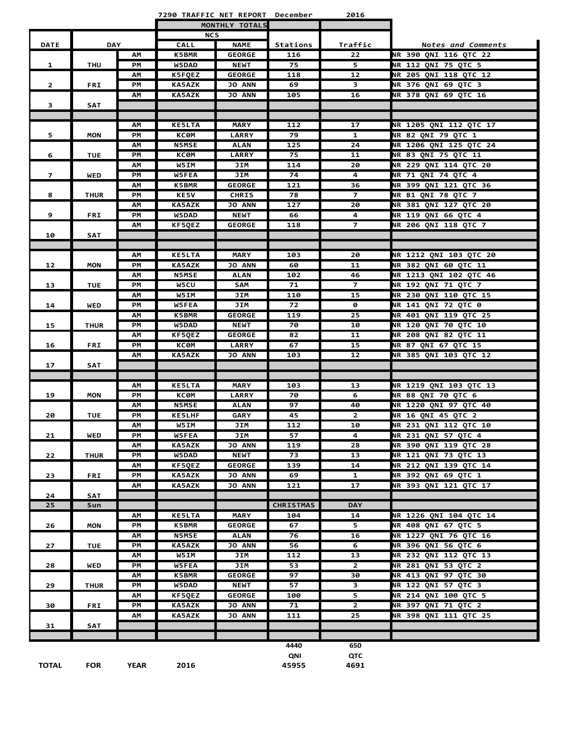7290 TRAFFIC NET REPORT December 2016

| DATE | DAY | | NCS CALL | NAME | Stations | Traffic | Notes and Comments |
|---|---|---|---|---|---|---|---|
| | | | | MONTHLY TOTALS | | | |
| 1 | THU | AM | K5BMR | GEORGE | 116 | 22 | NR 390 QNI 116 QTC 22 |
| | | PM | W5DAD | NEWT | 75 | 5 | NR 112 QNI 75 QTC 5 |
| 2 | FRI | AM | K5FQEZ | GEORGE | 118 | 12 | NR 205 QNI 118 QTC 12 |
| | | PM | KA5AZK | JO ANN | 69 | 3 | NR 376 QNI 69 QTC 3 |
| 3 | SAT | AM | KA5AZK | JO ANN | 105 | 16 | NR 378 QNI 69 QTC 16 |
| | | | | | | | |
| | | | | | | | |
| 5 | MON | AM | KE5LTA | MARY | 112 | 17 | NR 1205 QNI 112 QTC 17 |
| | | PM | KC0M | LARRY | 79 | 1 | NR 82 QNI 79 QTC 1 |
| 6 | TUE | AM | N5MSE | ALAN | 125 | 24 | NR 1206 QNI 125 QTC 24 |
| | | PM | KC0M | LARRY | 75 | 11 | NR 83 QNI 75 QTC 11 |
| 7 | WED | AM | W5IM | JIM | 114 | 20 | NR 229 QNI 114 QTC 20 |
| | | PM | W5FEA | JIM | 74 | 4 | NR 71 QNI 74 QTC 4 |
| 8 | THUR | AM | K5BMR | GEORGE | 121 | 36 | NR 399 QNI 121 QTC 36 |
| | | PM | KE5V | CHRIS | 78 | 7 | NR 81 QNI 78 QTC 7 |
| 9 | FRI | AM | KA5AZK | JO ANN | 127 | 20 | NR 381 QNI 127 QTC 20 |
| | | PM | W5DAD | NEWT | 66 | 4 | NR 119 QNI 66 QTC 4 |
| 10 | SAT | AM | KF5QEZ | GEORGE | 118 | 7 | NR 206 QNI 118 QTC 7 |
| | | | | | | | |
| | | | | | | | |
| 12 | MON | AM | KE5LTA | MARY | 103 | 20 | NR 1212 QNI 103 QTC 20 |
| | | PM | KA5AZK | JO ANN | 60 | 11 | NR 382 QNI 60 QTC 11 |
| 13 | TUE | AM | N5MSE | ALAN | 102 | 46 | NR 1213 QNI 102 QTC 46 |
| | | PM | W5CU | SAM | 71 | 7 | NR 192 QNI 71 QTC 7 |
| 14 | WED | AM | W5IM | JIM | 110 | 15 | NR 230 QNI 110 QTC 15 |
| | | PM | W5FEA | JIM | 72 | 0 | NR 141 QNI 72 QTC 0 |
| 15 | THUR | AM | K5BMR | GEORGE | 119 | 25 | NR 401 QNI 119 QTC 25 |
| | | PM | W5DAD | NEWT | 70 | 10 | NR 120 QNI 70 QTC 10 |
| 16 | FRI | AM | KF5QEZ | GEORGE | 82 | 11 | NR 208 QNI 82 QTC 11 |
| | | PM | KC0M | LARRY | 67 | 15 | NR 87 QNI 67 QTC 15 |
| 17 | SAT | AM | KA5AZK | JO ANN | 103 | 12 | NR 385 QNI 103 QTC 12 |
| | | | | | | | |
| | | | | | | | |
| 19 | MON | AM | KE5LTA | MARY | 103 | 13 | NR 1219 QNI 103 QTC 13 |
| | | PM | KC0M | LARRY | 70 | 6 | NR 88 QNI 70 QTC 6 |
| 20 | TUE | AM | N5MSE | ALAN | 97 | 40 | NR 1220 QNI 97 QTC 40 |
| | | PM | KE5LHF | GARY | 45 | 2 | NR 16 QNI 45 QTC 2 |
| 21 | WED | AM | W5IM | JIM | 112 | 10 | NR 231 QNI 112 QTC 10 |
| | | PM | W5FEA | JIM | 57 | 4 | NR 231 QNI 57 QTC 4 |
| 22 | THUR | AM | KA5AZK | JO ANN | 119 | 28 | NR 390 QNI 119 QTC 28 |
| | | PM | W5DAD | NEWT | 73 | 13 | NR 121 QNI 73 QTC 13 |
| 23 | FRI | AM | KF5QEZ | GEORGE | 139 | 14 | NR 212 QNI 139 QTC 14 |
| | | PM | KA5AZK | JO ANN | 69 | 1 | NR 392 QNI 69 QTC 1 |
| 24 | SAT | AM | KA5AZK | JO ANN | 121 | 17 | NR 393 QNI 121 QTC 17 |
| 25 | Sun | | | | CHRISTMAS | DAY | |
| 26 | MON | AM | KE5LTA | MARY | 104 | 14 | NR 1226 QNI 104 QTC 14 |
| | | PM | K5BMR | GEORGE | 67 | 5 | NR 408 QNI 67 QTC 5 |
| 27 | TUE | AM | N5MSE | ALAN | 76 | 16 | NR 1227 QNI 76 QTC 16 |
| | | PM | KA5AZK | JO ANN | 56 | 6 | NR 396 QNI 56 QTC 6 |
| 28 | WED | AM | W5IM | JIM | 112 | 13 | NR 232 QNI 112 QTC 13 |
| | | PM | W5FEA | JIM | 53 | 2 | NR 281 QNI 53 QTC 2 |
| 29 | THUR | AM | K5BMR | GEORGE | 97 | 30 | NR 413 QNI 97 QTC 30 |
| | | PM | W5DAD | NEWT | 57 | 3 | NR 122 QNI 57 QTC 3 |
| 30 | FRI | AM | KF5QEZ | GEORGE | 100 | 5 | NR 214 QNI 100 QTC 5 |
| | | PM | KA5AZK | JO ANN | 71 | 2 | NR 397 QNI 71 QTC 2 |
| 31 | SAT | AM | KA5AZK | JO ANN | 111 | 25 | NR 398 QNI 111 QTC 25 |
| | | | | | | | |
| | | | | | 4440 | 650 | |
| | | | | | QNI | QTC | |
| TOTAL | FOR | YEAR | 2016 | | 45955 | 4691 | |